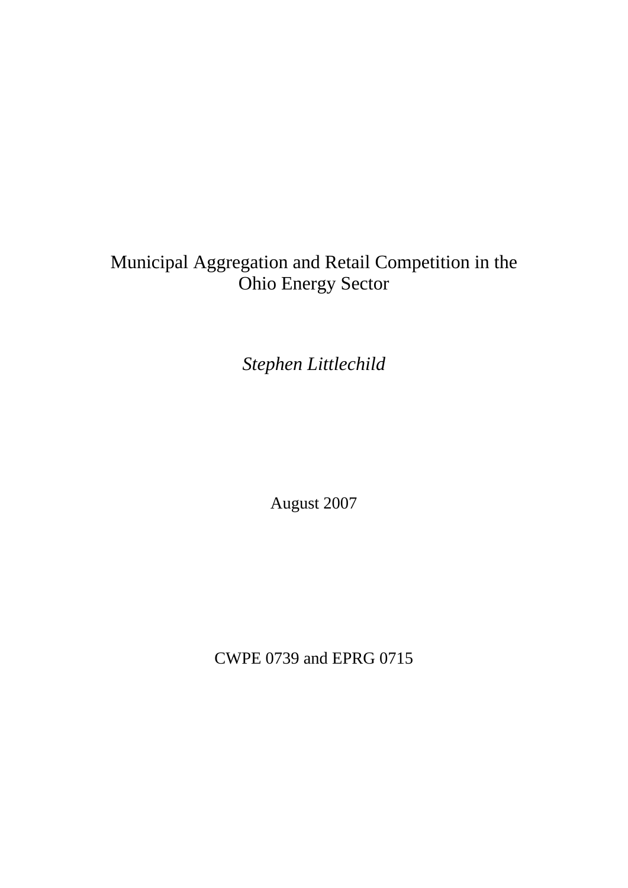# Municipal Aggregation and Retail Competition in the Ohio Energy Sector

*Stephen Littlechild*

August 2007

CWPE 0739 and EPRG 0715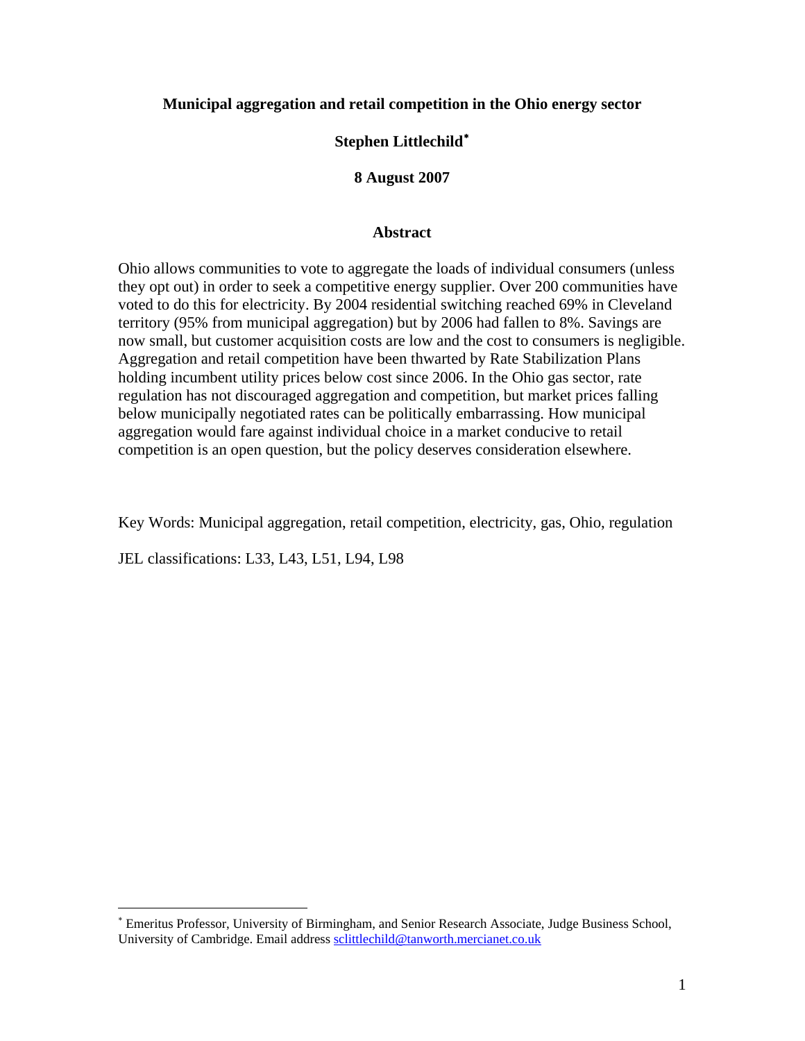**Municipal aggregation and retail competition in the Ohio energy sector**

**Stephen Littlechild***

**8 August 2007**

**Abstract**

Ohio allows communities to vote to aggregate the loads of individual consumers (unless they opt out) in order to seek a competitive energy supplier. Over 200 communities have voted to do this for electricity. By 2004 residential switching reached 69% in Cleveland territory (95% from municipal aggregation) but by 2006 had fallen to 8%. Savings are now small, but customer acquisition costs are low and the cost to consumers is negligible. Aggregation and retail competition have been thwarted by Rate Stabilization Plans holding incumbent utility prices below cost since 2006. In the Ohio gas sector, rate regulation has not discouraged aggregation and competition, but market prices falling below municipally negotiated rates can be politically embarrassing. How municipal aggregation would fare against individual choice in a market conducive to retail competition is an open question, but the policy deserves consideration elsewhere.

Key Words: Municipal aggregation, retail competition, electricity, gas, Ohio, regulation

JEL classifications: L33, L43, L51, L94, L98

* Emeritus Professor, University of Birmingham, and Senior Research Associate, Judge Business School, University of Cambridge. Email address sclittlechild@tanworth.mercianet.co.uk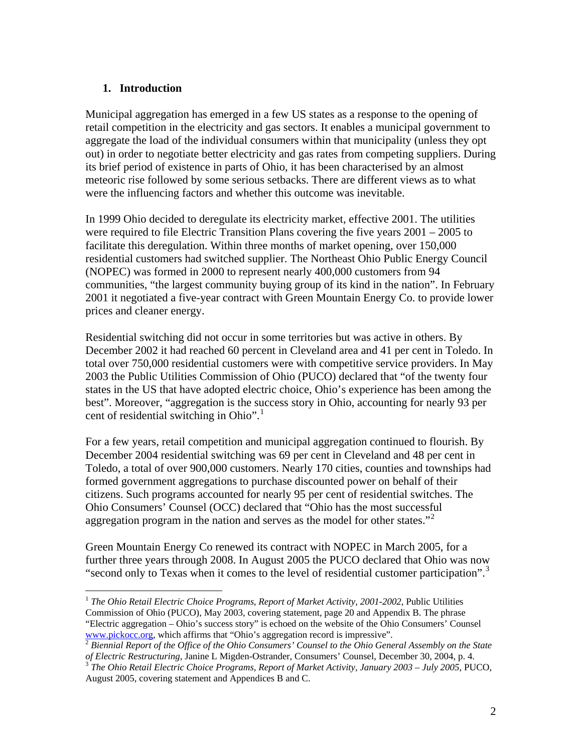## 1. Introduction

Municipal aggregation has emerged in a few US states as a response to the opening of retail competition in the electricity and gas sectors. It enables a municipal government to aggregate the load of the individual consumers within that municipality (unless they opt out) in order to negotiate better electricity and gas rates from competing suppliers. During its brief period of existence in parts of Ohio, it has been characterised by an almost meteoric rise followed by some serious setbacks. There are different views as to what were the influencing factors and whether this outcome was inevitable.

In 1999 Ohio decided to deregulate its electricity market, effective 2001. The utilities were required to file Electric Transition Plans covering the five years 2001 – 2005 to facilitate this deregulation. Within three months of market opening, over 150,000 residential customers had switched supplier. The Northeast Ohio Public Energy Council (NOPEC) was formed in 2000 to represent nearly 400,000 customers from 94 communities, "the largest community buying group of its kind in the nation". In February 2001 it negotiated a five-year contract with Green Mountain Energy Co. to provide lower prices and cleaner energy.

Residential switching did not occur in some territories but was active in others. By December 2002 it had reached 60 percent in Cleveland area and 41 per cent in Toledo. In total over 750,000 residential customers were with competitive service providers. In May 2003 the Public Utilities Commission of Ohio (PUCO) declared that "of the twenty four states in the US that have adopted electric choice, Ohio's experience has been among the best". Moreover, "aggregation is the success story in Ohio, accounting for nearly 93 per cent of residential switching in Ohio".[1]

For a few years, retail competition and municipal aggregation continued to flourish. By December 2004 residential switching was 69 per cent in Cleveland and 48 per cent in Toledo, a total of over 900,000 customers. Nearly 170 cities, counties and townships had formed government aggregations to purchase discounted power on behalf of their citizens. Such programs accounted for nearly 95 per cent of residential switches. The Ohio Consumers' Counsel (OCC) declared that "Ohio has the most successful aggregation program in the nation and serves as the model for other states."[2]

Green Mountain Energy Co renewed its contract with NOPEC in March 2005, for a further three years through 2008. In August 2005 the PUCO declared that Ohio was now "second only to Texas when it comes to the level of residential customer participation".[3]

---

[1] *The Ohio Retail Electric Choice Programs, Report of Market Activity, 2001-2002*, Public Utilities Commission of Ohio (PUCO), May 2003, covering statement, page 20 and Appendix B. The phrase "Electric aggregation – Ohio's success story" is echoed on the website of the Ohio Consumers' Counsel www.pickocc.org, which affirms that "Ohio's aggregation record is impressive".

[2] *Biennial Report of the Office of the Ohio Consumers' Counsel to the Ohio General Assembly on the State of Electric Restructuring*, Janine L Migden-Ostrander, Consumers' Counsel, December 30, 2004, p. 4.

[3] *The Ohio Retail Electric Choice Programs, Report of Market Activity, January 2003 – July 2005*, PUCO, August 2005, covering statement and Appendices B and C.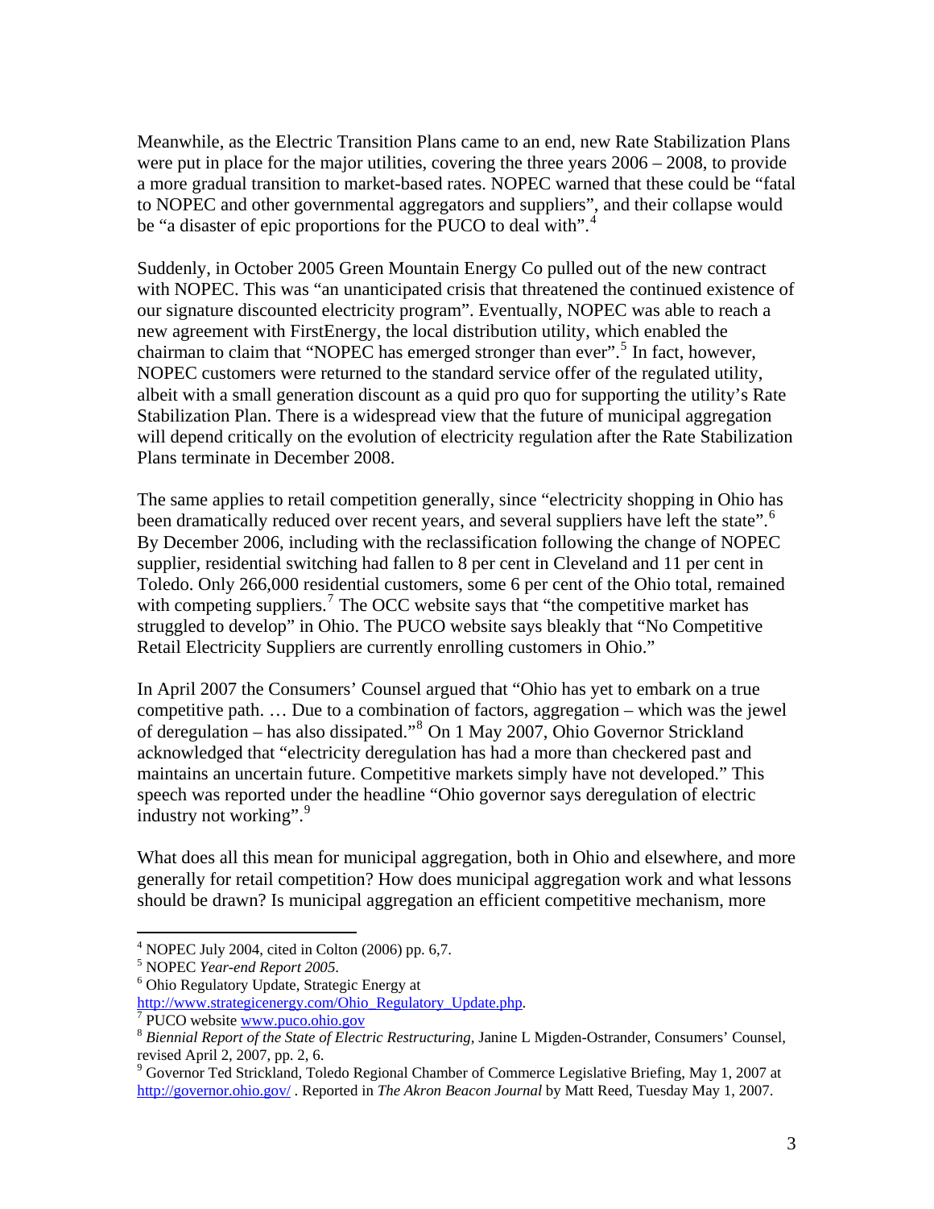Meanwhile, as the Electric Transition Plans came to an end, new Rate Stabilization Plans were put in place for the major utilities, covering the three years 2006 – 2008, to provide a more gradual transition to market-based rates. NOPEC warned that these could be "fatal to NOPEC and other governmental aggregators and suppliers", and their collapse would be "a disaster of epic proportions for the PUCO to deal with".[4]

Suddenly, in October 2005 Green Mountain Energy Co pulled out of the new contract with NOPEC. This was "an unanticipated crisis that threatened the continued existence of our signature discounted electricity program". Eventually, NOPEC was able to reach a new agreement with FirstEnergy, the local distribution utility, which enabled the chairman to claim that "NOPEC has emerged stronger than ever".[5] In fact, however, NOPEC customers were returned to the standard service offer of the regulated utility, albeit with a small generation discount as a quid pro quo for supporting the utility's Rate Stabilization Plan. There is a widespread view that the future of municipal aggregation will depend critically on the evolution of electricity regulation after the Rate Stabilization Plans terminate in December 2008.

The same applies to retail competition generally, since "electricity shopping in Ohio has been dramatically reduced over recent years, and several suppliers have left the state".[6] By December 2006, including with the reclassification following the change of NOPEC supplier, residential switching had fallen to 8 per cent in Cleveland and 11 per cent in Toledo. Only 266,000 residential customers, some 6 per cent of the Ohio total, remained with competing suppliers.[7] The OCC website says that "the competitive market has struggled to develop" in Ohio. The PUCO website says bleakly that "No Competitive Retail Electricity Suppliers are currently enrolling customers in Ohio."

In April 2007 the Consumers' Counsel argued that "Ohio has yet to embark on a true competitive path. … Due to a combination of factors, aggregation – which was the jewel of deregulation – has also dissipated."[8] On 1 May 2007, Ohio Governor Strickland acknowledged that "electricity deregulation has had a more than checkered past and maintains an uncertain future. Competitive markets simply have not developed." This speech was reported under the headline "Ohio governor says deregulation of electric industry not working".[9]

What does all this mean for municipal aggregation, both in Ohio and elsewhere, and more generally for retail competition? How does municipal aggregation work and what lessons should be drawn? Is municipal aggregation an efficient competitive mechanism, more

---

[4] NOPEC July 2004, cited in Colton (2006) pp. 6,7.

[5] NOPEC *Year-end Report 2005*.

[6] Ohio Regulatory Update, Strategic Energy at http://www.strategicenergy.com/Ohio_Regulatory_Update.php.

[7] PUCO website www.puco.ohio.gov

[8] *Biennial Report of the State of Electric Restructuring*, Janine L Migden-Ostrander, Consumers' Counsel, revised April 2, 2007, pp. 2, 6.

[9] Governor Ted Strickland, Toledo Regional Chamber of Commerce Legislative Briefing, May 1, 2007 at http://governor.ohio.gov/ . Reported in *The Akron Beacon Journal* by Matt Reed, Tuesday May 1, 2007.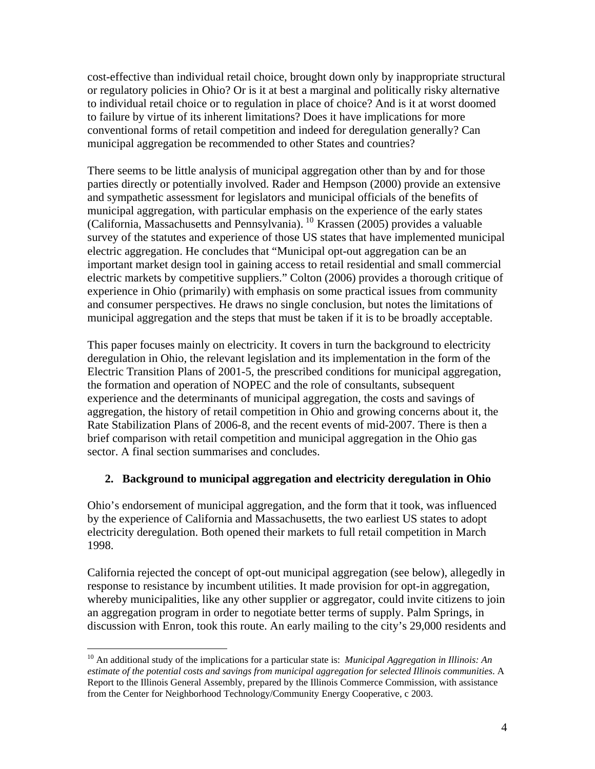cost-effective than individual retail choice, brought down only by inappropriate structural or regulatory policies in Ohio? Or is it at best a marginal and politically risky alternative to individual retail choice or to regulation in place of choice? And is it at worst doomed to failure by virtue of its inherent limitations? Does it have implications for more conventional forms of retail competition and indeed for deregulation generally? Can municipal aggregation be recommended to other States and countries?

There seems to be little analysis of municipal aggregation other than by and for those parties directly or potentially involved. Rader and Hempson (2000) provide an extensive and sympathetic assessment for legislators and municipal officials of the benefits of municipal aggregation, with particular emphasis on the experience of the early states (California, Massachusetts and Pennsylvania). [10] Krassen (2005) provides a valuable survey of the statutes and experience of those US states that have implemented municipal electric aggregation. He concludes that "Municipal opt-out aggregation can be an important market design tool in gaining access to retail residential and small commercial electric markets by competitive suppliers." Colton (2006) provides a thorough critique of experience in Ohio (primarily) with emphasis on some practical issues from community and consumer perspectives. He draws no single conclusion, but notes the limitations of municipal aggregation and the steps that must be taken if it is to be broadly acceptable.

This paper focuses mainly on electricity. It covers in turn the background to electricity deregulation in Ohio, the relevant legislation and its implementation in the form of the Electric Transition Plans of 2001-5, the prescribed conditions for municipal aggregation, the formation and operation of NOPEC and the role of consultants, subsequent experience and the determinants of municipal aggregation, the costs and savings of aggregation, the history of retail competition in Ohio and growing concerns about it, the Rate Stabilization Plans of 2006-8, and the recent events of mid-2007. There is then a brief comparison with retail competition and municipal aggregation in the Ohio gas sector. A final section summarises and concludes.

## 2. Background to municipal aggregation and electricity deregulation in Ohio

Ohio's endorsement of municipal aggregation, and the form that it took, was influenced by the experience of California and Massachusetts, the two earliest US states to adopt electricity deregulation. Both opened their markets to full retail competition in March 1998.

California rejected the concept of opt-out municipal aggregation (see below), allegedly in response to resistance by incumbent utilities. It made provision for opt-in aggregation, whereby municipalities, like any other supplier or aggregator, could invite citizens to join an aggregation program in order to negotiate better terms of supply. Palm Springs, in discussion with Enron, took this route. An early mailing to the city's 29,000 residents and

---

[10] An additional study of the implications for a particular state is: *Municipal Aggregation in Illinois: An estimate of the potential costs and savings from municipal aggregation for selected Illinois communities*. A Report to the Illinois General Assembly, prepared by the Illinois Commerce Commission, with assistance from the Center for Neighborhood Technology/Community Energy Cooperative, c 2003.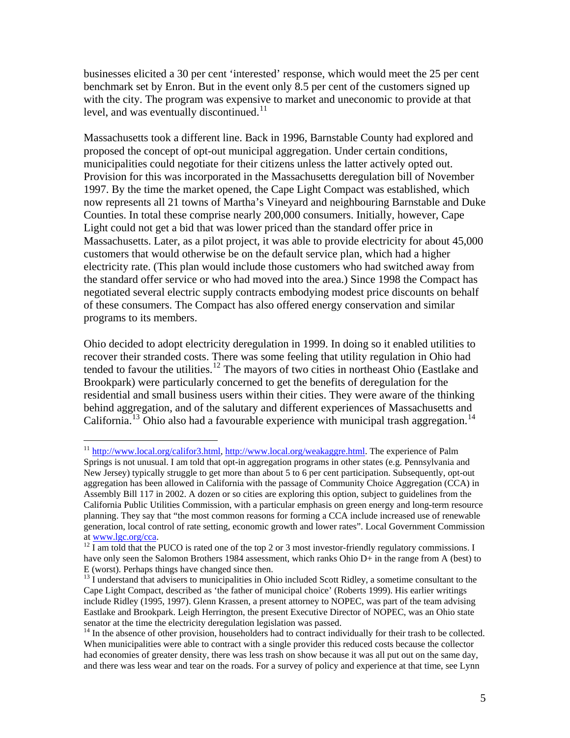businesses elicited a 30 per cent 'interested' response, which would meet the 25 per cent benchmark set by Enron. But in the event only 8.5 per cent of the customers signed up with the city. The program was expensive to market and uneconomic to provide at that level, and was eventually discontinued.[11]

Massachusetts took a different line. Back in 1996, Barnstable County had explored and proposed the concept of opt-out municipal aggregation. Under certain conditions, municipalities could negotiate for their citizens unless the latter actively opted out. Provision for this was incorporated in the Massachusetts deregulation bill of November 1997. By the time the market opened, the Cape Light Compact was established, which now represents all 21 towns of Martha's Vineyard and neighbouring Barnstable and Duke Counties. In total these comprise nearly 200,000 consumers. Initially, however, Cape Light could not get a bid that was lower priced than the standard offer price in Massachusetts. Later, as a pilot project, it was able to provide electricity for about 45,000 customers that would otherwise be on the default service plan, which had a higher electricity rate. (This plan would include those customers who had switched away from the standard offer service or who had moved into the area.) Since 1998 the Compact has negotiated several electric supply contracts embodying modest price discounts on behalf of these consumers. The Compact has also offered energy conservation and similar programs to its members.

Ohio decided to adopt electricity deregulation in 1999. In doing so it enabled utilities to recover their stranded costs. There was some feeling that utility regulation in Ohio had tended to favour the utilities.[12] The mayors of two cities in northeast Ohio (Eastlake and Brookpark) were particularly concerned to get the benefits of deregulation for the residential and small business users within their cities. They were aware of the thinking behind aggregation, and of the salutary and different experiences of Massachusetts and California.[13] Ohio also had a favourable experience with municipal trash aggregation.[14]

---

[11] http://www.local.org/califor3.html, http://www.local.org/weakaggre.html. The experience of Palm Springs is not unusual. I am told that opt-in aggregation programs in other states (e.g. Pennsylvania and New Jersey) typically struggle to get more than about 5 to 6 per cent participation. Subsequently, opt-out aggregation has been allowed in California with the passage of Community Choice Aggregation (CCA) in Assembly Bill 117 in 2002. A dozen or so cities are exploring this option, subject to guidelines from the California Public Utilities Commission, with a particular emphasis on green energy and long-term resource planning. They say that "the most common reasons for forming a CCA include increased use of renewable generation, local control of rate setting, economic growth and lower rates". Local Government Commission at www.lgc.org/cca.

[12] I am told that the PUCO is rated one of the top 2 or 3 most investor-friendly regulatory commissions. I have only seen the Salomon Brothers 1984 assessment, which ranks Ohio D+ in the range from A (best) to E (worst). Perhaps things have changed since then.

[13] I understand that advisers to municipalities in Ohio included Scott Ridley, a sometime consultant to the Cape Light Compact, described as 'the father of municipal choice' (Roberts 1999). His earlier writings include Ridley (1995, 1997). Glenn Krassen, a present attorney to NOPEC, was part of the team advising Eastlake and Brookpark. Leigh Herrington, the present Executive Director of NOPEC, was an Ohio state senator at the time the electricity deregulation legislation was passed.

[14] In the absence of other provision, householders had to contract individually for their trash to be collected. When municipalities were able to contract with a single provider this reduced costs because the collector had economies of greater density, there was less trash on show because it was all put out on the same day, and there was less wear and tear on the roads. For a survey of policy and experience at that time, see Lynn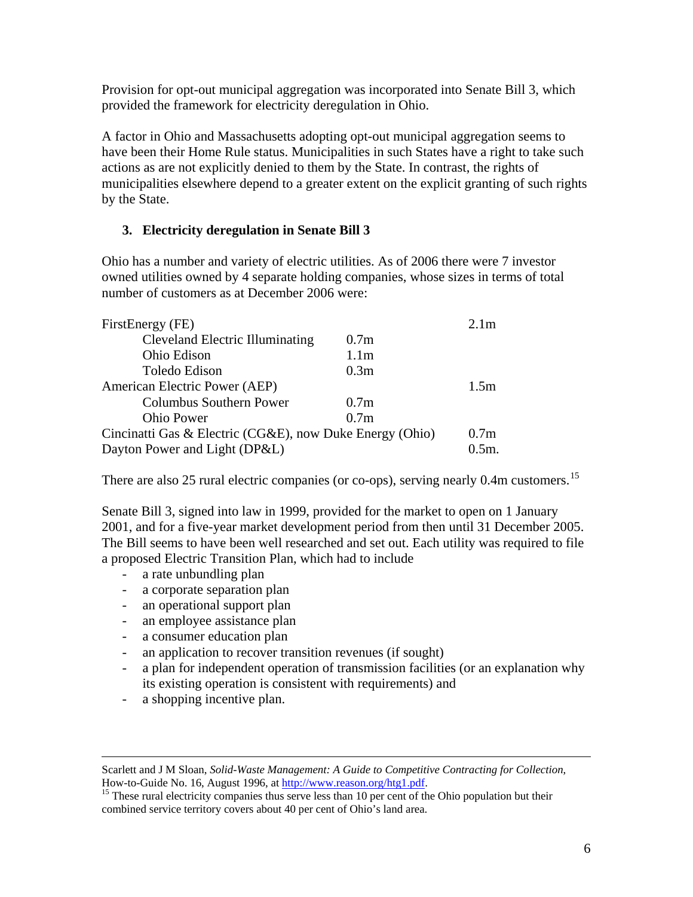Provision for opt-out municipal aggregation was incorporated into Senate Bill 3, which provided the framework for electricity deregulation in Ohio.

A factor in Ohio and Massachusetts adopting opt-out municipal aggregation seems to have been their Home Rule status. Municipalities in such States have a right to take such actions as are not explicitly denied to them by the State. In contrast, the rights of municipalities elsewhere depend to a greater extent on the explicit granting of such rights by the State.

### 3. Electricity deregulation in Senate Bill 3

Ohio has a number and variety of electric utilities. As of 2006 there were 7 investor owned utilities owned by 4 separate holding companies, whose sizes in terms of total number of customers as at December 2006 were:

| | | |
|---|---|---|
| FirstEnergy (FE) | | 2.1m |
| Cleveland Electric Illuminating | 0.7m | |
| Ohio Edison | 1.1m | |
| Toledo Edison | 0.3m | |
| American Electric Power (AEP) | | 1.5m |
| Columbus Southern Power | 0.7m | |
| Ohio Power | 0.7m | |
| Cincinatti Gas & Electric (CG&E), now Duke Energy (Ohio) | | 0.7m |
| Dayton Power and Light (DP&L) | | 0.5m. |

There are also 25 rural electric companies (or co-ops), serving nearly 0.4m customers.[15]

Senate Bill 3, signed into law in 1999, provided for the market to open on 1 January 2001, and for a five-year market development period from then until 31 December 2005. The Bill seems to have been well researched and set out. Each utility was required to file a proposed Electric Transition Plan, which had to include

- a rate unbundling plan
- a corporate separation plan
- an operational support plan
- an employee assistance plan
- a consumer education plan
- an application to recover transition revenues (if sought)
- a plan for independent operation of transmission facilities (or an explanation why its existing operation is consistent with requirements) and
- a shopping incentive plan.

---

Scarlett and J M Sloan, *Solid-Waste Management: A Guide to Competitive Contracting for Collection*, How-to-Guide No. 16, August 1996, at http://www.reason.org/htg1.pdf.

[15] These rural electricity companies thus serve less than 10 per cent of the Ohio population but their combined service territory covers about 40 per cent of Ohio's land area.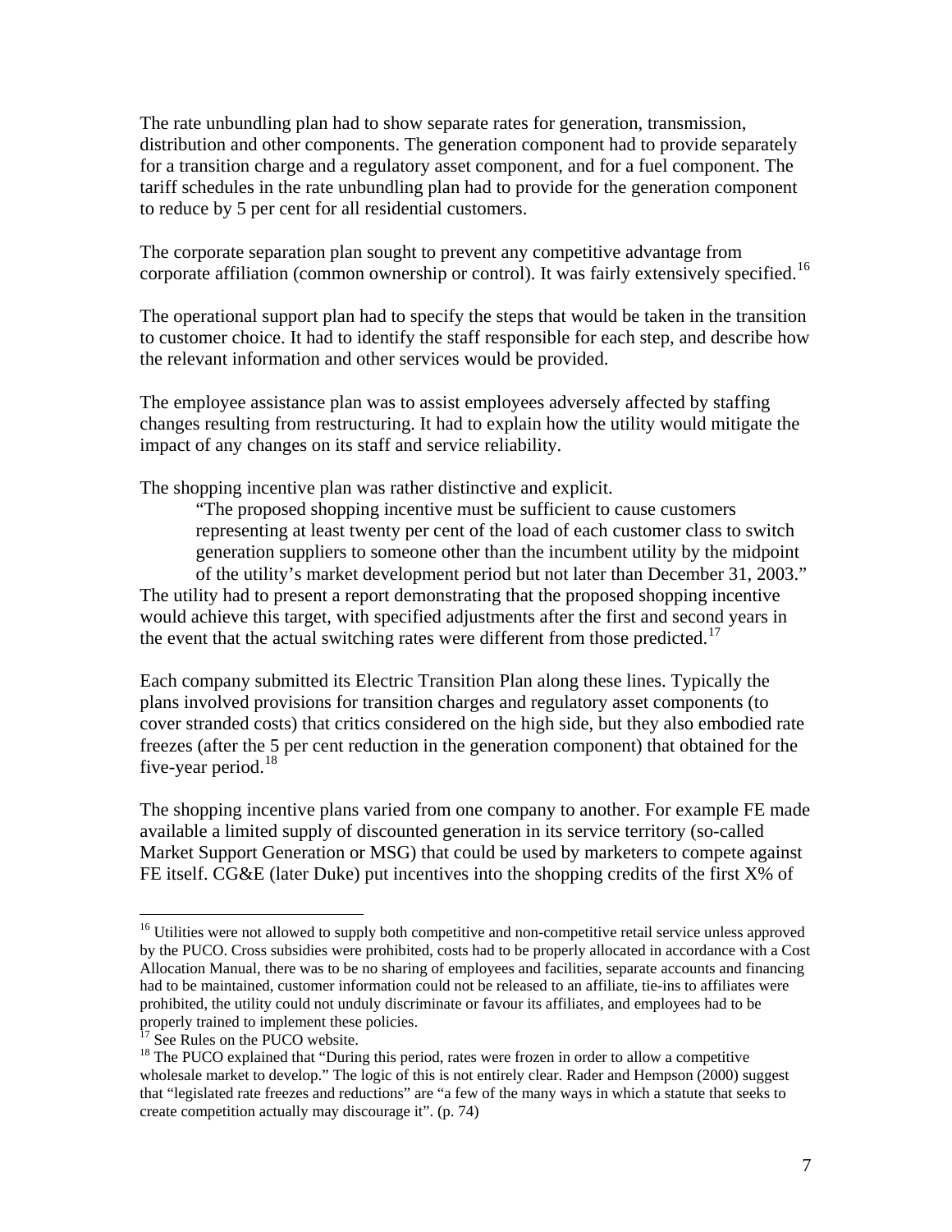The rate unbundling plan had to show separate rates for generation, transmission, distribution and other components. The generation component had to provide separately for a transition charge and a regulatory asset component, and for a fuel component. The tariff schedules in the rate unbundling plan had to provide for the generation component to reduce by 5 per cent for all residential customers.

The corporate separation plan sought to prevent any competitive advantage from corporate affiliation (common ownership or control). It was fairly extensively specified.[16]

The operational support plan had to specify the steps that would be taken in the transition to customer choice. It had to identify the staff responsible for each step, and describe how the relevant information and other services would be provided.

The employee assistance plan was to assist employees adversely affected by staffing changes resulting from restructuring. It had to explain how the utility would mitigate the impact of any changes on its staff and service reliability.

The shopping incentive plan was rather distinctive and explicit.

> "The proposed shopping incentive must be sufficient to cause customers representing at least twenty per cent of the load of each customer class to switch generation suppliers to someone other than the incumbent utility by the midpoint of the utility's market development period but not later than December 31, 2003."

The utility had to present a report demonstrating that the proposed shopping incentive would achieve this target, with specified adjustments after the first and second years in the event that the actual switching rates were different from those predicted.[17]

Each company submitted its Electric Transition Plan along these lines. Typically the plans involved provisions for transition charges and regulatory asset components (to cover stranded costs) that critics considered on the high side, but they also embodied rate freezes (after the 5 per cent reduction in the generation component) that obtained for the five-year period.[18]

The shopping incentive plans varied from one company to another. For example FE made available a limited supply of discounted generation in its service territory (so-called Market Support Generation or MSG) that could be used by marketers to compete against FE itself. CG&E (later Duke) put incentives into the shopping credits of the first X% of

---

[16] Utilities were not allowed to supply both competitive and non-competitive retail service unless approved by the PUCO. Cross subsidies were prohibited, costs had to be properly allocated in accordance with a Cost Allocation Manual, there was to be no sharing of employees and facilities, separate accounts and financing had to be maintained, customer information could not be released to an affiliate, tie-ins to affiliates were prohibited, the utility could not unduly discriminate or favour its affiliates, and employees had to be properly trained to implement these policies.

[17] See Rules on the PUCO website.

[18] The PUCO explained that "During this period, rates were frozen in order to allow a competitive wholesale market to develop." The logic of this is not entirely clear. Rader and Hempson (2000) suggest that "legislated rate freezes and reductions" are "a few of the many ways in which a statute that seeks to create competition actually may discourage it". (p. 74)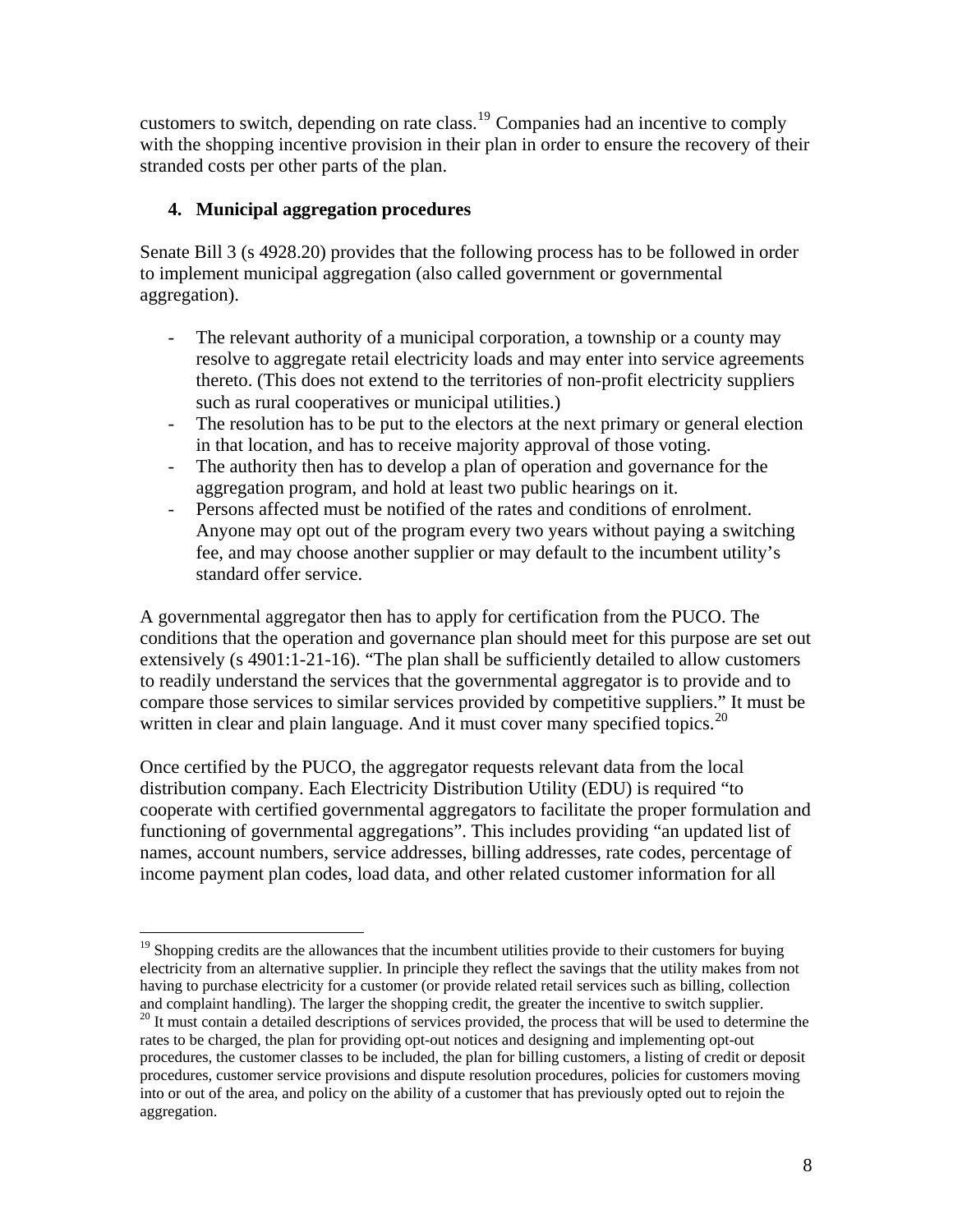customers to switch, depending on rate class.[19] Companies had an incentive to comply with the shopping incentive provision in their plan in order to ensure the recovery of their stranded costs per other parts of the plan.

### 4. Municipal aggregation procedures

Senate Bill 3 (s 4928.20) provides that the following process has to be followed in order to implement municipal aggregation (also called government or governmental aggregation).

- The relevant authority of a municipal corporation, a township or a county may resolve to aggregate retail electricity loads and may enter into service agreements thereto. (This does not extend to the territories of non-profit electricity suppliers such as rural cooperatives or municipal utilities.)
- The resolution has to be put to the electors at the next primary or general election in that location, and has to receive majority approval of those voting.
- The authority then has to develop a plan of operation and governance for the aggregation program, and hold at least two public hearings on it.
- Persons affected must be notified of the rates and conditions of enrolment. Anyone may opt out of the program every two years without paying a switching fee, and may choose another supplier or may default to the incumbent utility's standard offer service.

A governmental aggregator then has to apply for certification from the PUCO. The conditions that the operation and governance plan should meet for this purpose are set out extensively (s 4901:1-21-16). "The plan shall be sufficiently detailed to allow customers to readily understand the services that the governmental aggregator is to provide and to compare those services to similar services provided by competitive suppliers." It must be written in clear and plain language. And it must cover many specified topics.[20]

Once certified by the PUCO, the aggregator requests relevant data from the local distribution company. Each Electricity Distribution Utility (EDU) is required "to cooperate with certified governmental aggregators to facilitate the proper formulation and functioning of governmental aggregations". This includes providing "an updated list of names, account numbers, service addresses, billing addresses, rate codes, percentage of income payment plan codes, load data, and other related customer information for all

---

[19] Shopping credits are the allowances that the incumbent utilities provide to their customers for buying electricity from an alternative supplier. In principle they reflect the savings that the utility makes from not having to purchase electricity for a customer (or provide related retail services such as billing, collection and complaint handling). The larger the shopping credit, the greater the incentive to switch supplier.

[20] It must contain a detailed descriptions of services provided, the process that will be used to determine the rates to be charged, the plan for providing opt-out notices and designing and implementing opt-out procedures, the customer classes to be included, the plan for billing customers, a listing of credit or deposit procedures, customer service provisions and dispute resolution procedures, policies for customers moving into or out of the area, and policy on the ability of a customer that has previously opted out to rejoin the aggregation.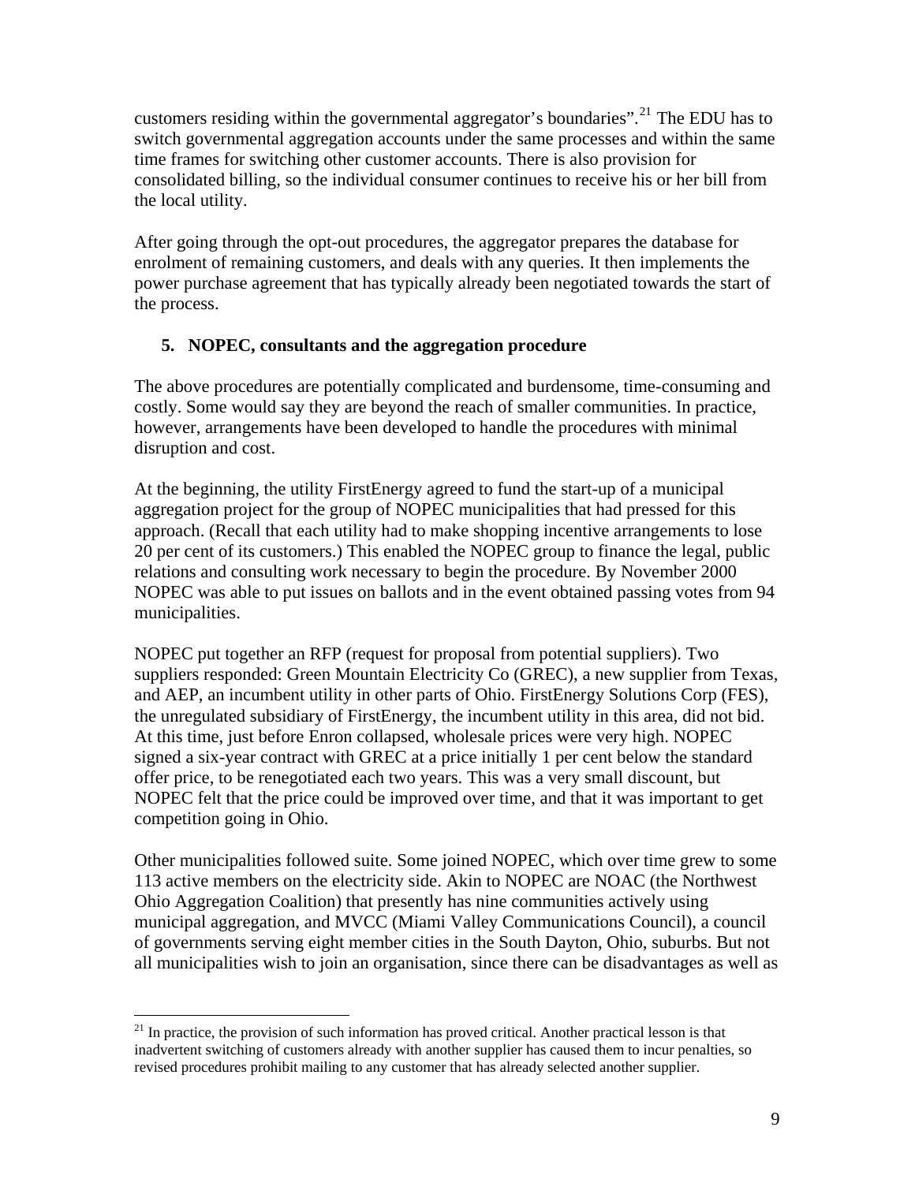customers residing within the governmental aggregator's boundaries".[21] The EDU has to switch governmental aggregation accounts under the same processes and within the same time frames for switching other customer accounts. There is also provision for consolidated billing, so the individual consumer continues to receive his or her bill from the local utility.

After going through the opt-out procedures, the aggregator prepares the database for enrolment of remaining customers, and deals with any queries. It then implements the power purchase agreement that has typically already been negotiated towards the start of the process.

## 5. NOPEC, consultants and the aggregation procedure

The above procedures are potentially complicated and burdensome, time-consuming and costly. Some would say they are beyond the reach of smaller communities. In practice, however, arrangements have been developed to handle the procedures with minimal disruption and cost.

At the beginning, the utility FirstEnergy agreed to fund the start-up of a municipal aggregation project for the group of NOPEC municipalities that had pressed for this approach. (Recall that each utility had to make shopping incentive arrangements to lose 20 per cent of its customers.) This enabled the NOPEC group to finance the legal, public relations and consulting work necessary to begin the procedure. By November 2000 NOPEC was able to put issues on ballots and in the event obtained passing votes from 94 municipalities.

NOPEC put together an RFP (request for proposal from potential suppliers). Two suppliers responded: Green Mountain Electricity Co (GREC), a new supplier from Texas, and AEP, an incumbent utility in other parts of Ohio. FirstEnergy Solutions Corp (FES), the unregulated subsidiary of FirstEnergy, the incumbent utility in this area, did not bid. At this time, just before Enron collapsed, wholesale prices were very high. NOPEC signed a six-year contract with GREC at a price initially 1 per cent below the standard offer price, to be renegotiated each two years. This was a very small discount, but NOPEC felt that the price could be improved over time, and that it was important to get competition going in Ohio.

Other municipalities followed suite. Some joined NOPEC, which over time grew to some 113 active members on the electricity side. Akin to NOPEC are NOAC (the Northwest Ohio Aggregation Coalition) that presently has nine communities actively using municipal aggregation, and MVCC (Miami Valley Communications Council), a council of governments serving eight member cities in the South Dayton, Ohio, suburbs. But not all municipalities wish to join an organisation, since there can be disadvantages as well as

[21] In practice, the provision of such information has proved critical. Another practical lesson is that inadvertent switching of customers already with another supplier has caused them to incur penalties, so revised procedures prohibit mailing to any customer that has already selected another supplier.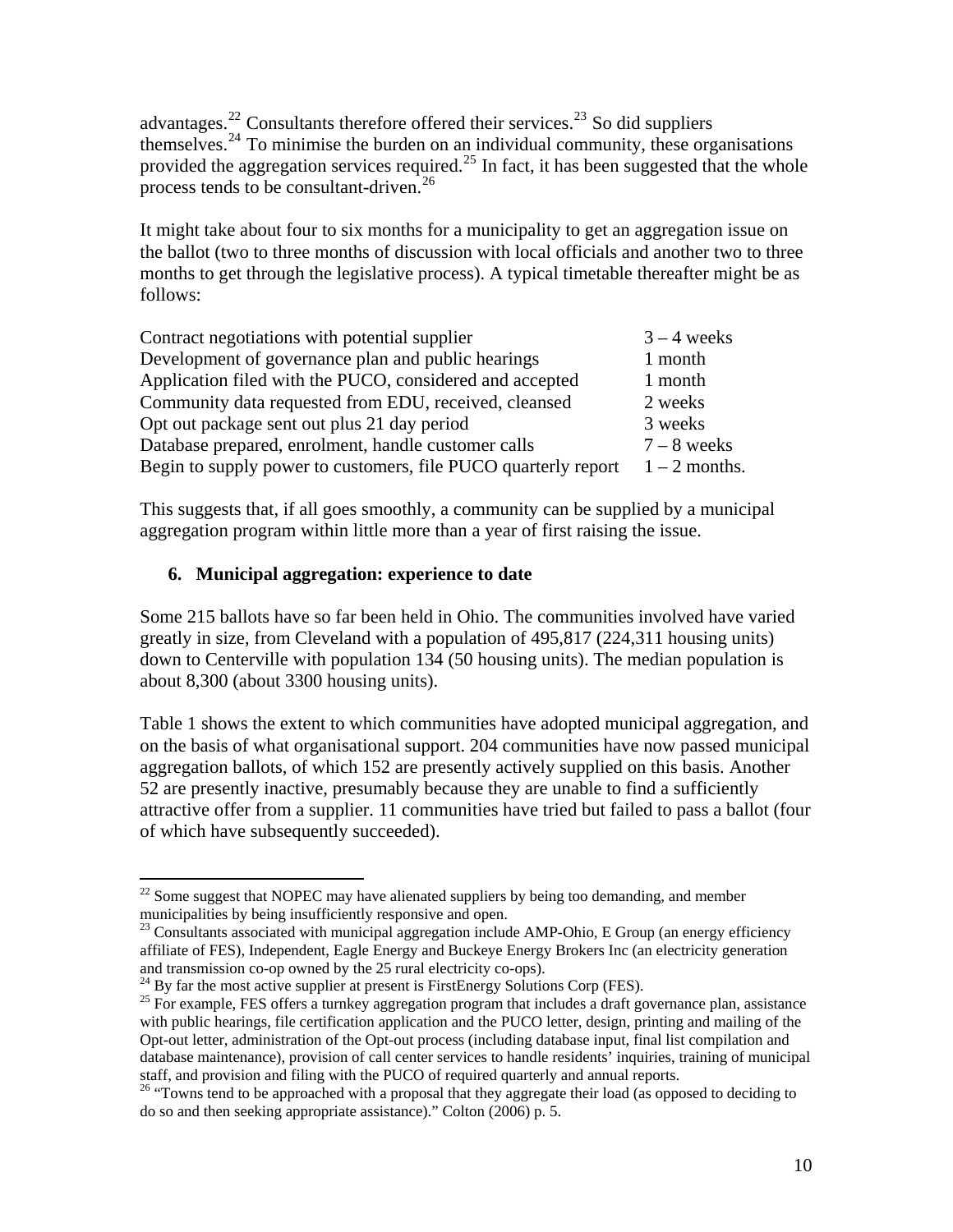advantages.[22] Consultants therefore offered their services.[23] So did suppliers themselves.[24] To minimise the burden on an individual community, these organisations provided the aggregation services required.[25] In fact, it has been suggested that the whole process tends to be consultant-driven.[26]

It might take about four to six months for a municipality to get an aggregation issue on the ballot (two to three months of discussion with local officials and another two to three months to get through the legislative process). A typical timetable thereafter might be as follows:

| | |
|---|---|
| Contract negotiations with potential supplier | 3 – 4 weeks |
| Development of governance plan and public hearings | 1 month |
| Application filed with the PUCO, considered and accepted | 1 month |
| Community data requested from EDU, received, cleansed | 2 weeks |
| Opt out package sent out plus 21 day period | 3 weeks |
| Database prepared, enrolment, handle customer calls | 7 – 8 weeks |
| Begin to supply power to customers, file PUCO quarterly report | 1 – 2 months. |

This suggests that, if all goes smoothly, a community can be supplied by a municipal aggregation program within little more than a year of first raising the issue.

## 6. Municipal aggregation: experience to date

Some 215 ballots have so far been held in Ohio. The communities involved have varied greatly in size, from Cleveland with a population of 495,817 (224,311 housing units) down to Centerville with population 134 (50 housing units). The median population is about 8,300 (about 3300 housing units).

Table 1 shows the extent to which communities have adopted municipal aggregation, and on the basis of what organisational support. 204 communities have now passed municipal aggregation ballots, of which 152 are presently actively supplied on this basis. Another 52 are presently inactive, presumably because they are unable to find a sufficiently attractive offer from a supplier. 11 communities have tried but failed to pass a ballot (four of which have subsequently succeeded).

---

[22] Some suggest that NOPEC may have alienated suppliers by being too demanding, and member municipalities by being insufficiently responsive and open.

[23] Consultants associated with municipal aggregation include AMP-Ohio, E Group (an energy efficiency affiliate of FES), Independent, Eagle Energy and Buckeye Energy Brokers Inc (an electricity generation and transmission co-op owned by the 25 rural electricity co-ops).

[24] By far the most active supplier at present is FirstEnergy Solutions Corp (FES).

[25] For example, FES offers a turnkey aggregation program that includes a draft governance plan, assistance with public hearings, file certification application and the PUCO letter, design, printing and mailing of the Opt-out letter, administration of the Opt-out process (including database input, final list compilation and database maintenance), provision of call center services to handle residents' inquiries, training of municipal staff, and provision and filing with the PUCO of required quarterly and annual reports.

[26] "Towns tend to be approached with a proposal that they aggregate their load (as opposed to deciding to do so and then seeking appropriate assistance)." Colton (2006) p. 5.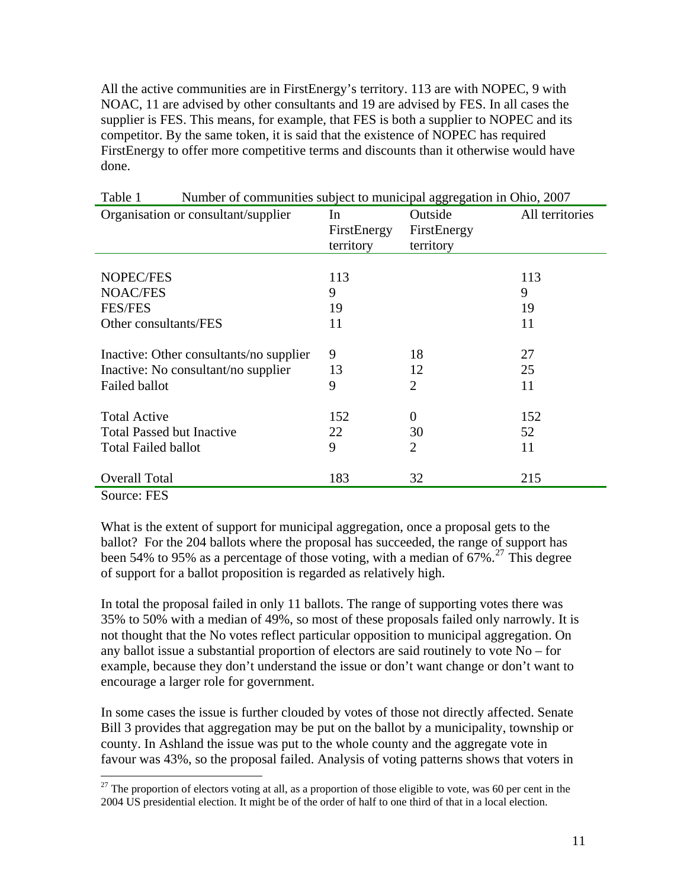All the active communities are in FirstEnergy's territory. 113 are with NOPEC, 9 with NOAC, 11 are advised by other consultants and 19 are advised by FES. In all cases the supplier is FES. This means, for example, that FES is both a supplier to NOPEC and its competitor. By the same token, it is said that the existence of NOPEC has required FirstEnergy to offer more competitive terms and discounts than it otherwise would have done.

Table 1 Number of communities subject to municipal aggregation in Ohio, 2007

| Organisation or consultant/supplier | In FirstEnergy territory | Outside FirstEnergy territory | All territories |
|---|---|---|---|
| NOPEC/FES | 113 | | 113 |
| NOAC/FES | 9 | | 9 |
| FES/FES | 19 | | 19 |
| Other consultants/FES | 11 | | 11 |
| Inactive: Other consultants/no supplier | 9 | 18 | 27 |
| Inactive: No consultant/no supplier | 13 | 12 | 25 |
| Failed ballot | 9 | 2 | 11 |
| Total Active | 152 | 0 | 152 |
| Total Passed but Inactive | 22 | 30 | 52 |
| Total Failed ballot | 9 | 2 | 11 |
| Overall Total | 183 | 32 | 215 |

Source: FES

What is the extent of support for municipal aggregation, once a proposal gets to the ballot? For the 204 ballots where the proposal has succeeded, the range of support has been 54% to 95% as a percentage of those voting, with a median of 67%.[27] This degree of support for a ballot proposition is regarded as relatively high.

In total the proposal failed in only 11 ballots. The range of supporting votes there was 35% to 50% with a median of 49%, so most of these proposals failed only narrowly. It is not thought that the No votes reflect particular opposition to municipal aggregation. On any ballot issue a substantial proportion of electors are said routinely to vote No – for example, because they don't understand the issue or don't want change or don't want to encourage a larger role for government.

In some cases the issue is further clouded by votes of those not directly affected. Senate Bill 3 provides that aggregation may be put on the ballot by a municipality, township or county. In Ashland the issue was put to the whole county and the aggregate vote in favour was 43%, so the proposal failed. Analysis of voting patterns shows that voters in

[27] The proportion of electors voting at all, as a proportion of those eligible to vote, was 60 per cent in the 2004 US presidential election. It might be of the order of half to one third of that in a local election.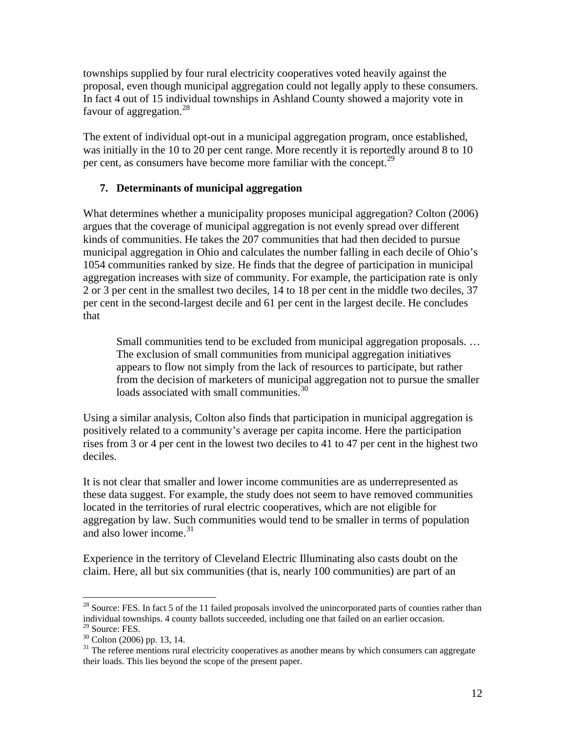townships supplied by four rural electricity cooperatives voted heavily against the proposal, even though municipal aggregation could not legally apply to these consumers. In fact 4 out of 15 individual townships in Ashland County showed a majority vote in favour of aggregation.[28]

The extent of individual opt-out in a municipal aggregation program, once established, was initially in the 10 to 20 per cent range. More recently it is reportedly around 8 to 10 per cent, as consumers have become more familiar with the concept.[29]

## 7. Determinants of municipal aggregation

What determines whether a municipality proposes municipal aggregation? Colton (2006) argues that the coverage of municipal aggregation is not evenly spread over different kinds of communities. He takes the 207 communities that had then decided to pursue municipal aggregation in Ohio and calculates the number falling in each decile of Ohio's 1054 communities ranked by size. He finds that the degree of participation in municipal aggregation increases with size of community. For example, the participation rate is only 2 or 3 per cent in the smallest two deciles, 14 to 18 per cent in the middle two deciles, 37 per cent in the second-largest decile and 61 per cent in the largest decile. He concludes that

> Small communities tend to be excluded from municipal aggregation proposals. … The exclusion of small communities from municipal aggregation initiatives appears to flow not simply from the lack of resources to participate, but rather from the decision of marketers of municipal aggregation not to pursue the smaller loads associated with small communities.[30]

Using a similar analysis, Colton also finds that participation in municipal aggregation is positively related to a community's average per capita income. Here the participation rises from 3 or 4 per cent in the lowest two deciles to 41 to 47 per cent in the highest two deciles.

It is not clear that smaller and lower income communities are as underrepresented as these data suggest. For example, the study does not seem to have removed communities located in the territories of rural electric cooperatives, which are not eligible for aggregation by law. Such communities would tend to be smaller in terms of population and also lower income.[31]

Experience in the territory of Cleveland Electric Illuminating also casts doubt on the claim. Here, all but six communities (that is, nearly 100 communities) are part of an

---

[28] Source: FES. In fact 5 of the 11 failed proposals involved the unincorporated parts of counties rather than individual townships. 4 county ballots succeeded, including one that failed on an earlier occasion.

[29] Source: FES.

[30] Colton (2006) pp. 13, 14.

[31] The referee mentions rural electricity cooperatives as another means by which consumers can aggregate their loads. This lies beyond the scope of the present paper.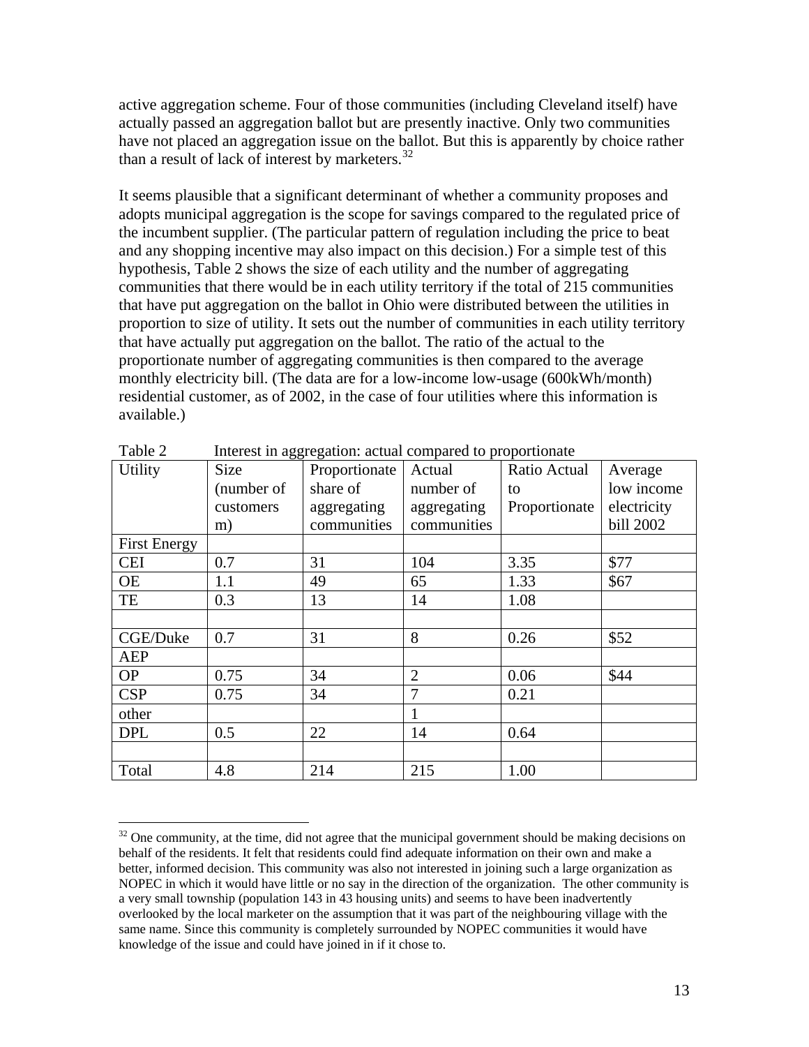active aggregation scheme. Four of those communities (including Cleveland itself) have actually passed an aggregation ballot but are presently inactive. Only two communities have not placed an aggregation issue on the ballot. But this is apparently by choice rather than a result of lack of interest by marketers.[32]

It seems plausible that a significant determinant of whether a community proposes and adopts municipal aggregation is the scope for savings compared to the regulated price of the incumbent supplier. (The particular pattern of regulation including the price to beat and any shopping incentive may also impact on this decision.) For a simple test of this hypothesis, Table 2 shows the size of each utility and the number of aggregating communities that there would be in each utility territory if the total of 215 communities that have put aggregation on the ballot in Ohio were distributed between the utilities in proportion to size of utility. It sets out the number of communities in each utility territory that have actually put aggregation on the ballot. The ratio of the actual to the proportionate number of aggregating communities is then compared to the average monthly electricity bill. (The data are for a low-income low-usage (600kWh/month) residential customer, as of 2002, in the case of four utilities where this information is available.)

Table 2 Interest in aggregation: actual compared to proportionate

| Utility | Size (number of customers m) | Proportionate share of aggregating communities | Actual number of aggregating communities | Ratio Actual to Proportionate | Average low income electricity bill 2002 |
|---|---|---|---|---|---|
| First Energy | | | | | |
| CEI | 0.7 | 31 | 104 | 3.35 | $77 |
| OE | 1.1 | 49 | 65 | 1.33 | $67 |
| TE | 0.3 | 13 | 14 | 1.08 | |
| | | | | | |
| CGE/Duke | 0.7 | 31 | 8 | 0.26 | $52 |
| AEP | | | | | |
| OP | 0.75 | 34 | 2 | 0.06 | $44 |
| CSP | 0.75 | 34 | 7 | 0.21 | |
| other | | | 1 | | |
| DPL | 0.5 | 22 | 14 | 0.64 | |
| | | | | | |
| Total | 4.8 | 214 | 215 | 1.00 | |

[32] One community, at the time, did not agree that the municipal government should be making decisions on behalf of the residents. It felt that residents could find adequate information on their own and make a better, informed decision. This community was also not interested in joining such a large organization as NOPEC in which it would have little or no say in the direction of the organization. The other community is a very small township (population 143 in 43 housing units) and seems to have been inadvertently overlooked by the local marketer on the assumption that it was part of the neighbouring village with the same name. Since this community is completely surrounded by NOPEC communities it would have knowledge of the issue and could have joined in if it chose to.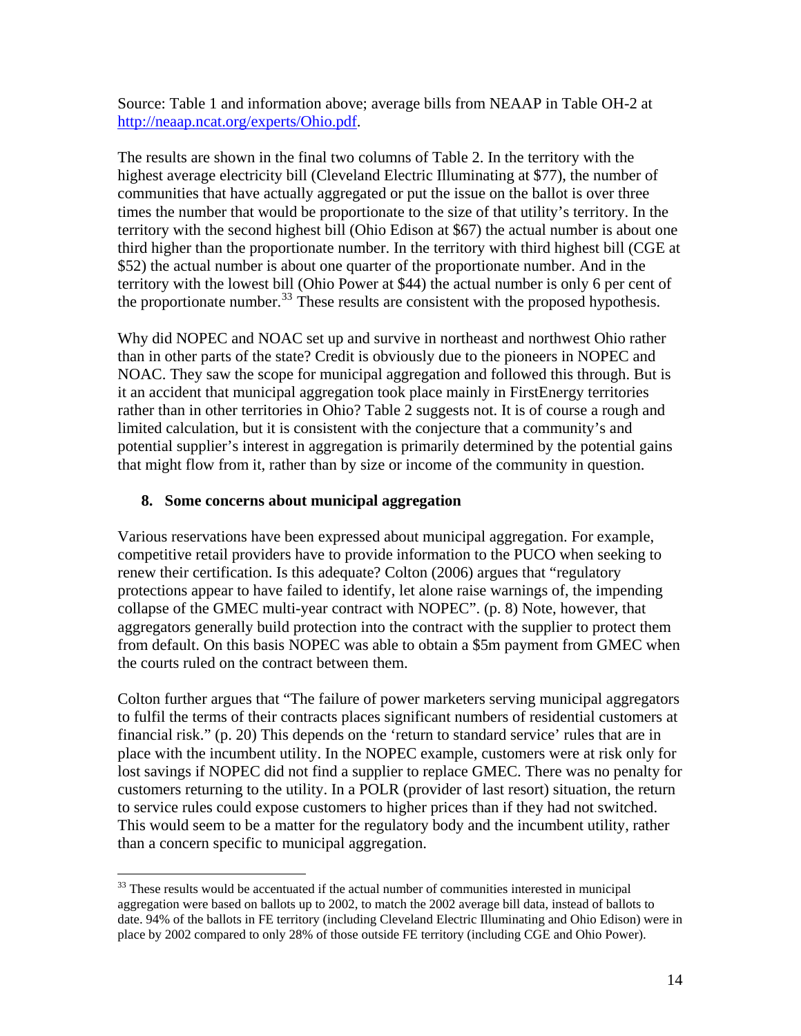Source: Table 1 and information above; average bills from NEAAP in Table OH-2 at http://neaap.ncat.org/experts/Ohio.pdf.

The results are shown in the final two columns of Table 2. In the territory with the highest average electricity bill (Cleveland Electric Illuminating at $77), the number of communities that have actually aggregated or put the issue on the ballot is over three times the number that would be proportionate to the size of that utility's territory. In the territory with the second highest bill (Ohio Edison at $67) the actual number is about one third higher than the proportionate number. In the territory with third highest bill (CGE at $52) the actual number is about one quarter of the proportionate number. And in the territory with the lowest bill (Ohio Power at $44) the actual number is only 6 per cent of the proportionate number.[33] These results are consistent with the proposed hypothesis.

Why did NOPEC and NOAC set up and survive in northeast and northwest Ohio rather than in other parts of the state? Credit is obviously due to the pioneers in NOPEC and NOAC. They saw the scope for municipal aggregation and followed this through. But is it an accident that municipal aggregation took place mainly in FirstEnergy territories rather than in other territories in Ohio? Table 2 suggests not. It is of course a rough and limited calculation, but it is consistent with the conjecture that a community's and potential supplier's interest in aggregation is primarily determined by the potential gains that might flow from it, rather than by size or income of the community in question.

## 8. Some concerns about municipal aggregation

Various reservations have been expressed about municipal aggregation. For example, competitive retail providers have to provide information to the PUCO when seeking to renew their certification. Is this adequate? Colton (2006) argues that "regulatory protections appear to have failed to identify, let alone raise warnings of, the impending collapse of the GMEC multi-year contract with NOPEC". (p. 8) Note, however, that aggregators generally build protection into the contract with the supplier to protect them from default. On this basis NOPEC was able to obtain a $5m payment from GMEC when the courts ruled on the contract between them.

Colton further argues that "The failure of power marketers serving municipal aggregators to fulfil the terms of their contracts places significant numbers of residential customers at financial risk." (p. 20) This depends on the 'return to standard service' rules that are in place with the incumbent utility. In the NOPEC example, customers were at risk only for lost savings if NOPEC did not find a supplier to replace GMEC. There was no penalty for customers returning to the utility. In a POLR (provider of last resort) situation, the return to service rules could expose customers to higher prices than if they had not switched. This would seem to be a matter for the regulatory body and the incumbent utility, rather than a concern specific to municipal aggregation.

[33] These results would be accentuated if the actual number of communities interested in municipal aggregation were based on ballots up to 2002, to match the 2002 average bill data, instead of ballots to date. 94% of the ballots in FE territory (including Cleveland Electric Illuminating and Ohio Edison) were in place by 2002 compared to only 28% of those outside FE territory (including CGE and Ohio Power).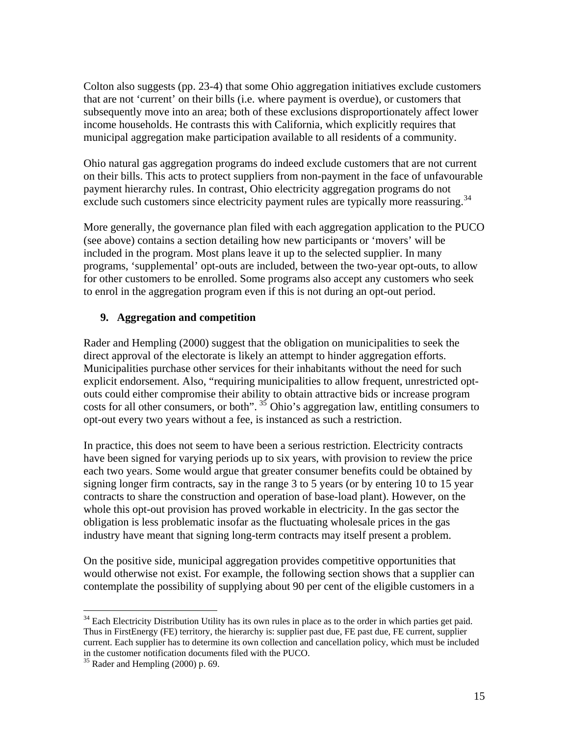Colton also suggests (pp. 23-4) that some Ohio aggregation initiatives exclude customers that are not 'current' on their bills (i.e. where payment is overdue), or customers that subsequently move into an area; both of these exclusions disproportionately affect lower income households. He contrasts this with California, which explicitly requires that municipal aggregation make participation available to all residents of a community.

Ohio natural gas aggregation programs do indeed exclude customers that are not current on their bills. This acts to protect suppliers from non-payment in the face of unfavourable payment hierarchy rules. In contrast, Ohio electricity aggregation programs do not exclude such customers since electricity payment rules are typically more reassuring.[34]

More generally, the governance plan filed with each aggregation application to the PUCO (see above) contains a section detailing how new participants or 'movers' will be included in the program. Most plans leave it up to the selected supplier. In many programs, 'supplemental' opt-outs are included, between the two-year opt-outs, to allow for other customers to be enrolled. Some programs also accept any customers who seek to enrol in the aggregation program even if this is not during an opt-out period.

## 9. Aggregation and competition

Rader and Hempling (2000) suggest that the obligation on municipalities to seek the direct approval of the electorate is likely an attempt to hinder aggregation efforts. Municipalities purchase other services for their inhabitants without the need for such explicit endorsement. Also, "requiring municipalities to allow frequent, unrestricted opt-outs could either compromise their ability to obtain attractive bids or increase program costs for all other consumers, or both".[35] Ohio's aggregation law, entitling consumers to opt-out every two years without a fee, is instanced as such a restriction.

In practice, this does not seem to have been a serious restriction. Electricity contracts have been signed for varying periods up to six years, with provision to review the price each two years. Some would argue that greater consumer benefits could be obtained by signing longer firm contracts, say in the range 3 to 5 years (or by entering 10 to 15 year contracts to share the construction and operation of base-load plant). However, on the whole this opt-out provision has proved workable in electricity. In the gas sector the obligation is less problematic insofar as the fluctuating wholesale prices in the gas industry have meant that signing long-term contracts may itself present a problem.

On the positive side, municipal aggregation provides competitive opportunities that would otherwise not exist. For example, the following section shows that a supplier can contemplate the possibility of supplying about 90 per cent of the eligible customers in a

---

[34] Each Electricity Distribution Utility has its own rules in place as to the order in which parties get paid. Thus in FirstEnergy (FE) territory, the hierarchy is: supplier past due, FE past due, FE current, supplier current. Each supplier has to determine its own collection and cancellation policy, which must be included in the customer notification documents filed with the PUCO.

[35] Rader and Hempling (2000) p. 69.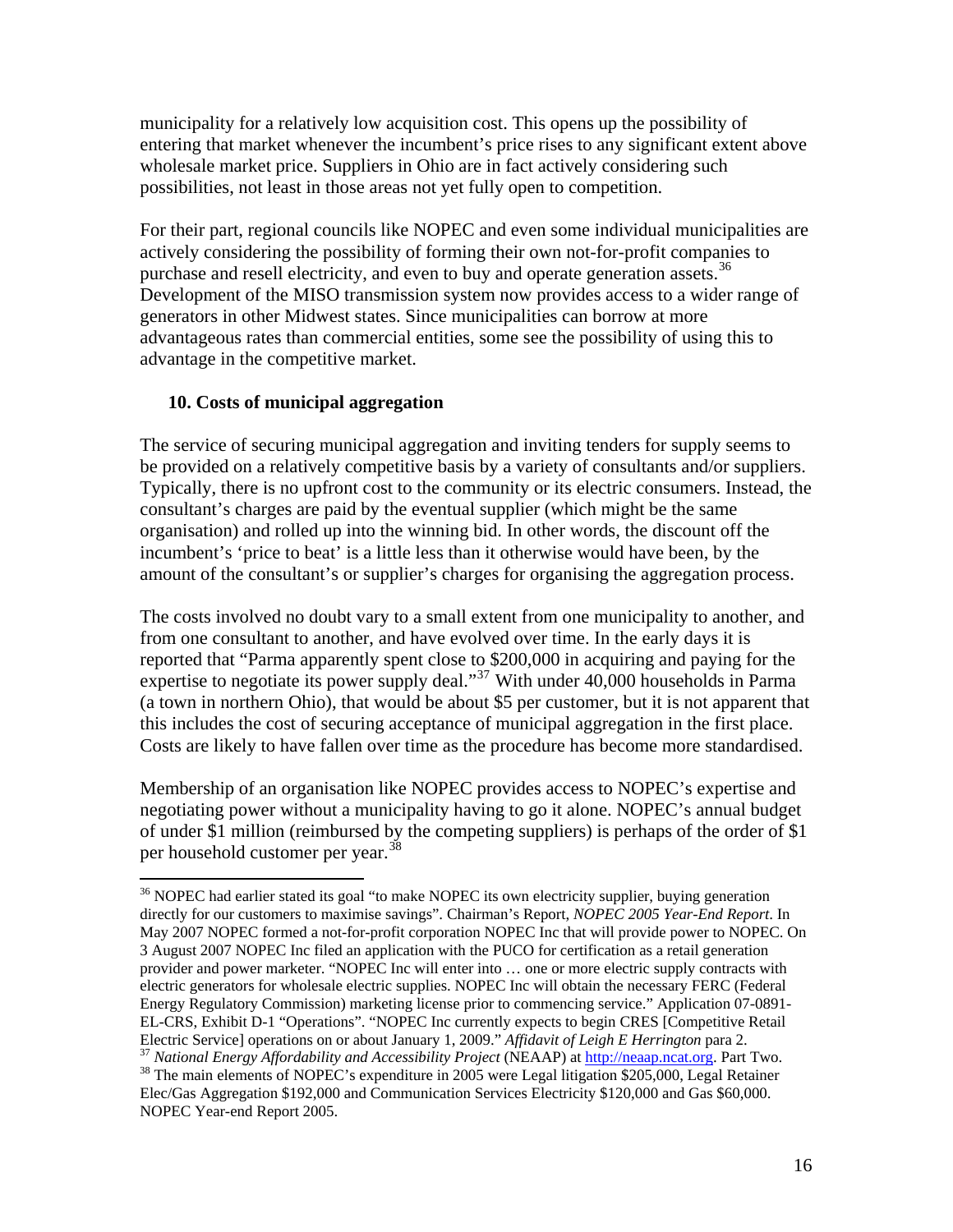municipality for a relatively low acquisition cost. This opens up the possibility of entering that market whenever the incumbent's price rises to any significant extent above wholesale market price. Suppliers in Ohio are in fact actively considering such possibilities, not least in those areas not yet fully open to competition.

For their part, regional councils like NOPEC and even some individual municipalities are actively considering the possibility of forming their own not-for-profit companies to purchase and resell electricity, and even to buy and operate generation assets.[36] Development of the MISO transmission system now provides access to a wider range of generators in other Midwest states. Since municipalities can borrow at more advantageous rates than commercial entities, some see the possibility of using this to advantage in the competitive market.

### 10. Costs of municipal aggregation

The service of securing municipal aggregation and inviting tenders for supply seems to be provided on a relatively competitive basis by a variety of consultants and/or suppliers. Typically, there is no upfront cost to the community or its electric consumers. Instead, the consultant's charges are paid by the eventual supplier (which might be the same organisation) and rolled up into the winning bid. In other words, the discount off the incumbent's 'price to beat' is a little less than it otherwise would have been, by the amount of the consultant's or supplier's charges for organising the aggregation process.

The costs involved no doubt vary to a small extent from one municipality to another, and from one consultant to another, and have evolved over time. In the early days it is reported that "Parma apparently spent close to $200,000 in acquiring and paying for the expertise to negotiate its power supply deal."[37] With under 40,000 households in Parma (a town in northern Ohio), that would be about $5 per customer, but it is not apparent that this includes the cost of securing acceptance of municipal aggregation in the first place. Costs are likely to have fallen over time as the procedure has become more standardised.

Membership of an organisation like NOPEC provides access to NOPEC's expertise and negotiating power without a municipality having to go it alone. NOPEC's annual budget of under $1 million (reimbursed by the competing suppliers) is perhaps of the order of $1 per household customer per year.[38]

---

[36] NOPEC had earlier stated its goal "to make NOPEC its own electricity supplier, buying generation directly for our customers to maximise savings". Chairman's Report, *NOPEC 2005 Year-End Report*. In May 2007 NOPEC formed a not-for-profit corporation NOPEC Inc that will provide power to NOPEC. On 3 August 2007 NOPEC Inc filed an application with the PUCO for certification as a retail generation provider and power marketer. "NOPEC Inc will enter into … one or more electric supply contracts with electric generators for wholesale electric supplies. NOPEC Inc will obtain the necessary FERC (Federal Energy Regulatory Commission) marketing license prior to commencing service." Application 07-0891-EL-CRS, Exhibit D-1 "Operations". "NOPEC Inc currently expects to begin CRES [Competitive Retail Electric Service] operations on or about January 1, 2009." *Affidavit of Leigh E Herrington* para 2.

[37] *National Energy Affordability and Accessibility Project* (NEAAP) at http://neaap.ncat.org. Part Two.

[38] The main elements of NOPEC's expenditure in 2005 were Legal litigation $205,000, Legal Retainer Elec/Gas Aggregation $192,000 and Communication Services Electricity $120,000 and Gas $60,000. NOPEC Year-end Report 2005.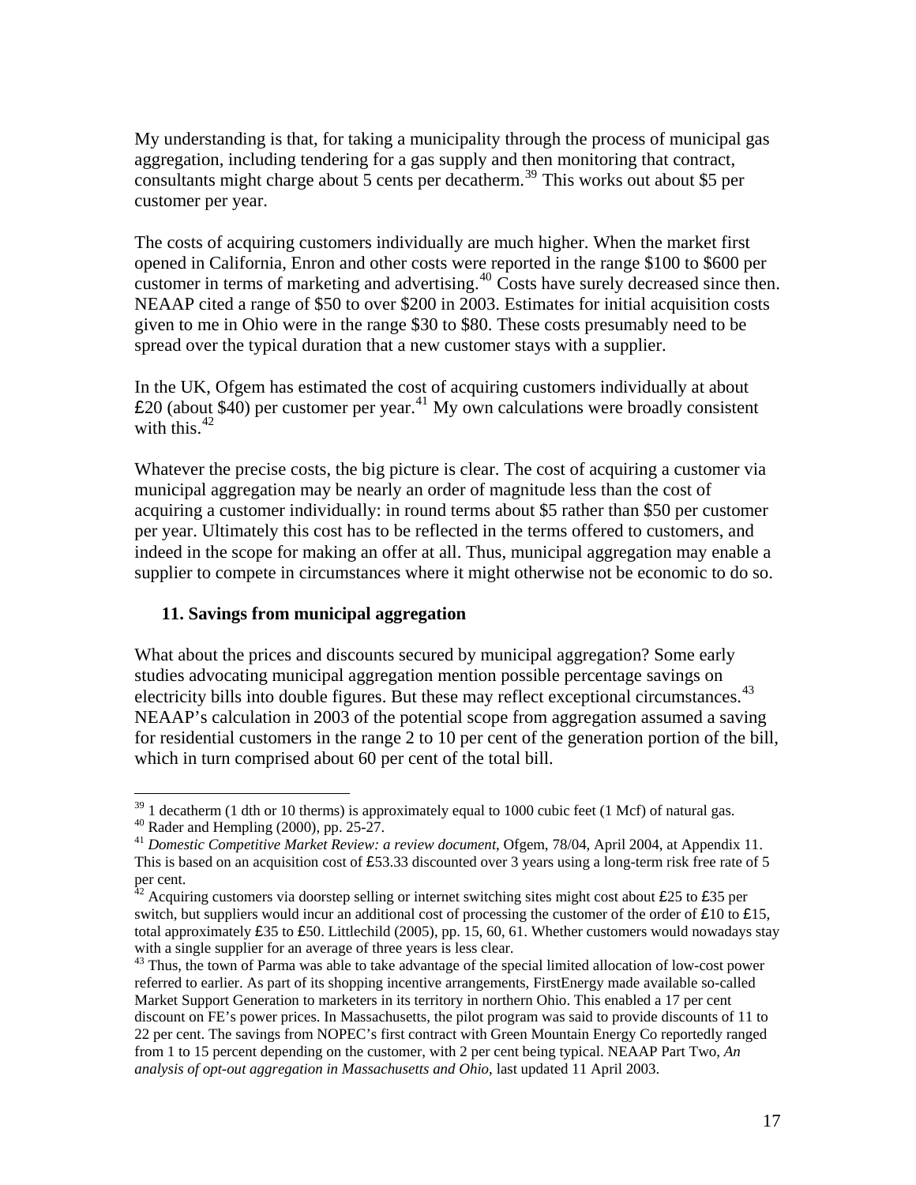My understanding is that, for taking a municipality through the process of municipal gas aggregation, including tendering for a gas supply and then monitoring that contract, consultants might charge about 5 cents per decatherm.[39] This works out about $5 per customer per year.

The costs of acquiring customers individually are much higher. When the market first opened in California, Enron and other costs were reported in the range $100 to $600 per customer in terms of marketing and advertising.[40] Costs have surely decreased since then. NEAAP cited a range of $50 to over $200 in 2003. Estimates for initial acquisition costs given to me in Ohio were in the range $30 to $80. These costs presumably need to be spread over the typical duration that a new customer stays with a supplier.

In the UK, Ofgem has estimated the cost of acquiring customers individually at about £20 (about $40) per customer per year.[41] My own calculations were broadly consistent with this.[42]

Whatever the precise costs, the big picture is clear. The cost of acquiring a customer via municipal aggregation may be nearly an order of magnitude less than the cost of acquiring a customer individually: in round terms about $5 rather than $50 per customer per year. Ultimately this cost has to be reflected in the terms offered to customers, and indeed in the scope for making an offer at all. Thus, municipal aggregation may enable a supplier to compete in circumstances where it might otherwise not be economic to do so.

### 11. Savings from municipal aggregation

What about the prices and discounts secured by municipal aggregation? Some early studies advocating municipal aggregation mention possible percentage savings on electricity bills into double figures. But these may reflect exceptional circumstances.[43] NEAAP's calculation in 2003 of the potential scope from aggregation assumed a saving for residential customers in the range 2 to 10 per cent of the generation portion of the bill, which in turn comprised about 60 per cent of the total bill.

---

[39] 1 decatherm (1 dth or 10 therms) is approximately equal to 1000 cubic feet (1 Mcf) of natural gas.

[40] Rader and Hempling (2000), pp. 25-27.

[41] *Domestic Competitive Market Review: a review document*, Ofgem, 78/04, April 2004, at Appendix 11. This is based on an acquisition cost of £53.33 discounted over 3 years using a long-term risk free rate of 5 per cent.

[42] Acquiring customers via doorstep selling or internet switching sites might cost about £25 to £35 per switch, but suppliers would incur an additional cost of processing the customer of the order of £10 to £15, total approximately £35 to £50. Littlechild (2005), pp. 15, 60, 61. Whether customers would nowadays stay with a single supplier for an average of three years is less clear.

[43] Thus, the town of Parma was able to take advantage of the special limited allocation of low-cost power referred to earlier. As part of its shopping incentive arrangements, FirstEnergy made available so-called Market Support Generation to marketers in its territory in northern Ohio. This enabled a 17 per cent discount on FE's power prices. In Massachusetts, the pilot program was said to provide discounts of 11 to 22 per cent. The savings from NOPEC's first contract with Green Mountain Energy Co reportedly ranged from 1 to 15 percent depending on the customer, with 2 per cent being typical. NEAAP Part Two, *An analysis of opt-out aggregation in Massachusetts and Ohio*, last updated 11 April 2003.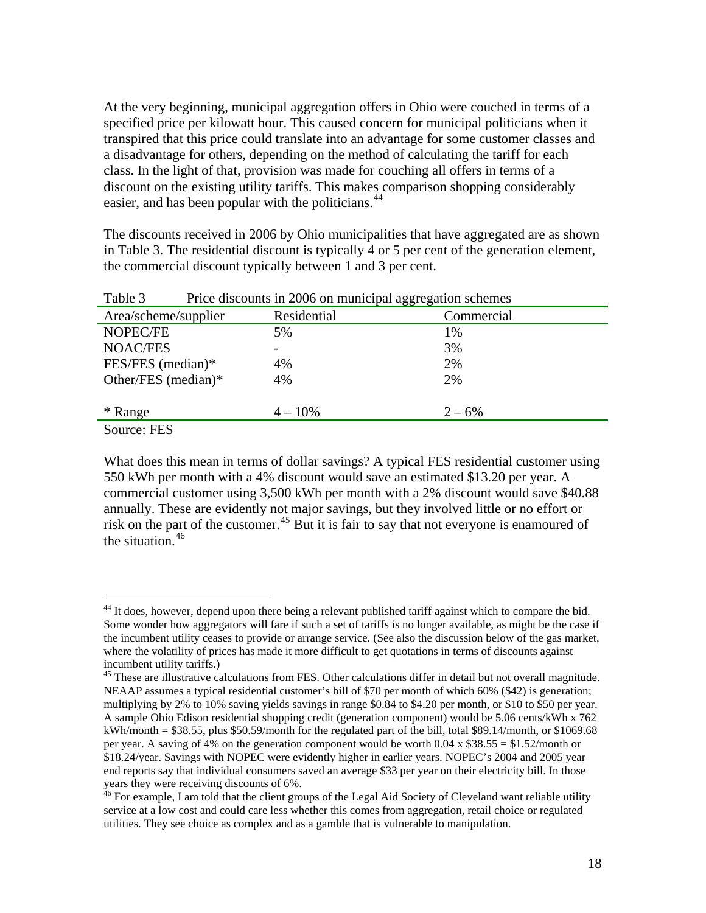At the very beginning, municipal aggregation offers in Ohio were couched in terms of a specified price per kilowatt hour. This caused concern for municipal politicians when it transpired that this price could translate into an advantage for some customer classes and a disadvantage for others, depending on the method of calculating the tariff for each class. In the light of that, provision was made for couching all offers in terms of a discount on the existing utility tariffs. This makes comparison shopping considerably easier, and has been popular with the politicians.[44]

The discounts received in 2006 by Ohio municipalities that have aggregated are as shown in Table 3. The residential discount is typically 4 or 5 per cent of the generation element, the commercial discount typically between 1 and 3 per cent.

Table 3 Price discounts in 2006 on municipal aggregation schemes

| Area/scheme/supplier | Residential | Commercial |
|---|---|---|
| NOPEC/FE | 5% | 1% |
| NOAC/FES | - | 3% |
| FES/FES (median)* | 4% | 2% |
| Other/FES (median)* | 4% | 2% |
| * Range | 4 – 10% | 2 – 6% |

Source: FES

What does this mean in terms of dollar savings? A typical FES residential customer using 550 kWh per month with a 4% discount would save an estimated $13.20 per year. A commercial customer using 3,500 kWh per month with a 2% discount would save $40.88 annually. These are evidently not major savings, but they involved little or no effort or risk on the part of the customer.[45] But it is fair to say that not everyone is enamoured of the situation.[46]

---

[44] It does, however, depend upon there being a relevant published tariff against which to compare the bid. Some wonder how aggregators will fare if such a set of tariffs is no longer available, as might be the case if the incumbent utility ceases to provide or arrange service. (See also the discussion below of the gas market, where the volatility of prices has made it more difficult to get quotations in terms of discounts against incumbent utility tariffs.)

[45] These are illustrative calculations from FES. Other calculations differ in detail but not overall magnitude. NEAAP assumes a typical residential customer's bill of $70 per month of which 60% ($42) is generation; multiplying by 2% to 10% saving yields savings in range $0.84 to $4.20 per month, or $10 to $50 per year. A sample Ohio Edison residential shopping credit (generation component) would be 5.06 cents/kWh x 762 kWh/month = $38.55, plus $50.59/month for the regulated part of the bill, total $89.14/month, or $1069.68 per year. A saving of 4% on the generation component would be worth 0.04 x $38.55 = $1.52/month or $18.24/year. Savings with NOPEC were evidently higher in earlier years. NOPEC's 2004 and 2005 year end reports say that individual consumers saved an average $33 per year on their electricity bill. In those years they were receiving discounts of 6%.

[46] For example, I am told that the client groups of the Legal Aid Society of Cleveland want reliable utility service at a low cost and could care less whether this comes from aggregation, retail choice or regulated utilities. They see choice as complex and as a gamble that is vulnerable to manipulation.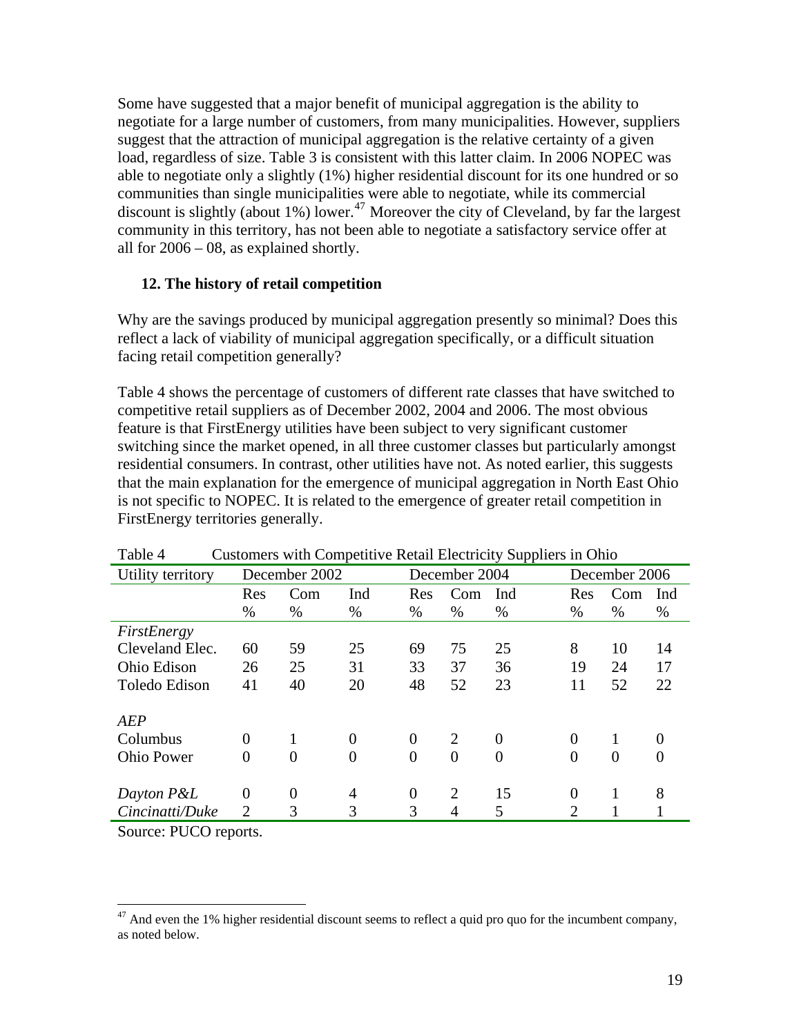Some have suggested that a major benefit of municipal aggregation is the ability to negotiate for a large number of customers, from many municipalities. However, suppliers suggest that the attraction of municipal aggregation is the relative certainty of a given load, regardless of size. Table 3 is consistent with this latter claim. In 2006 NOPEC was able to negotiate only a slightly (1%) higher residential discount for its one hundred or so communities than single municipalities were able to negotiate, while its commercial discount is slightly (about 1%) lower.[47] Moreover the city of Cleveland, by far the largest community in this territory, has not been able to negotiate a satisfactory service offer at all for 2006 – 08, as explained shortly.

## 12. The history of retail competition

Why are the savings produced by municipal aggregation presently so minimal? Does this reflect a lack of viability of municipal aggregation specifically, or a difficult situation facing retail competition generally?

Table 4 shows the percentage of customers of different rate classes that have switched to competitive retail suppliers as of December 2002, 2004 and 2006. The most obvious feature is that FirstEnergy utilities have been subject to very significant customer switching since the market opened, in all three customer classes but particularly amongst residential consumers. In contrast, other utilities have not. As noted earlier, this suggests that the main explanation for the emergence of municipal aggregation in North East Ohio is not specific to NOPEC. It is related to the emergence of greater retail competition in FirstEnergy territories generally.

Table 4 Customers with Competitive Retail Electricity Suppliers in Ohio

| Utility territory | December 2002 | | | December 2004 | | | December 2006 | | |
|---|---|---|---|---|---|---|---|---|---|
| | Res % | Com % | Ind % | Res % | Com % | Ind % | Res % | Com % | Ind % |
| *FirstEnergy* | | | | | | | | | |
| Cleveland Elec. | 60 | 59 | 25 | 69 | 75 | 25 | 8 | 10 | 14 |
| Ohio Edison | 26 | 25 | 31 | 33 | 37 | 36 | 19 | 24 | 17 |
| Toledo Edison | 41 | 40 | 20 | 48 | 52 | 23 | 11 | 52 | 22 |
| *AEP* | | | | | | | | | |
| Columbus | 0 | 1 | 0 | 0 | 2 | 0 | 0 | 1 | 0 |
| Ohio Power | 0 | 0 | 0 | 0 | 0 | 0 | 0 | 0 | 0 |
| *Dayton P&L* | 0 | 0 | 4 | 0 | 2 | 15 | 0 | 1 | 8 |
| *Cincinatti/Duke* | 2 | 3 | 3 | 3 | 4 | 5 | 2 | 1 | 1 |

Source: PUCO reports.

[47] And even the 1% higher residential discount seems to reflect a quid pro quo for the incumbent company, as noted below.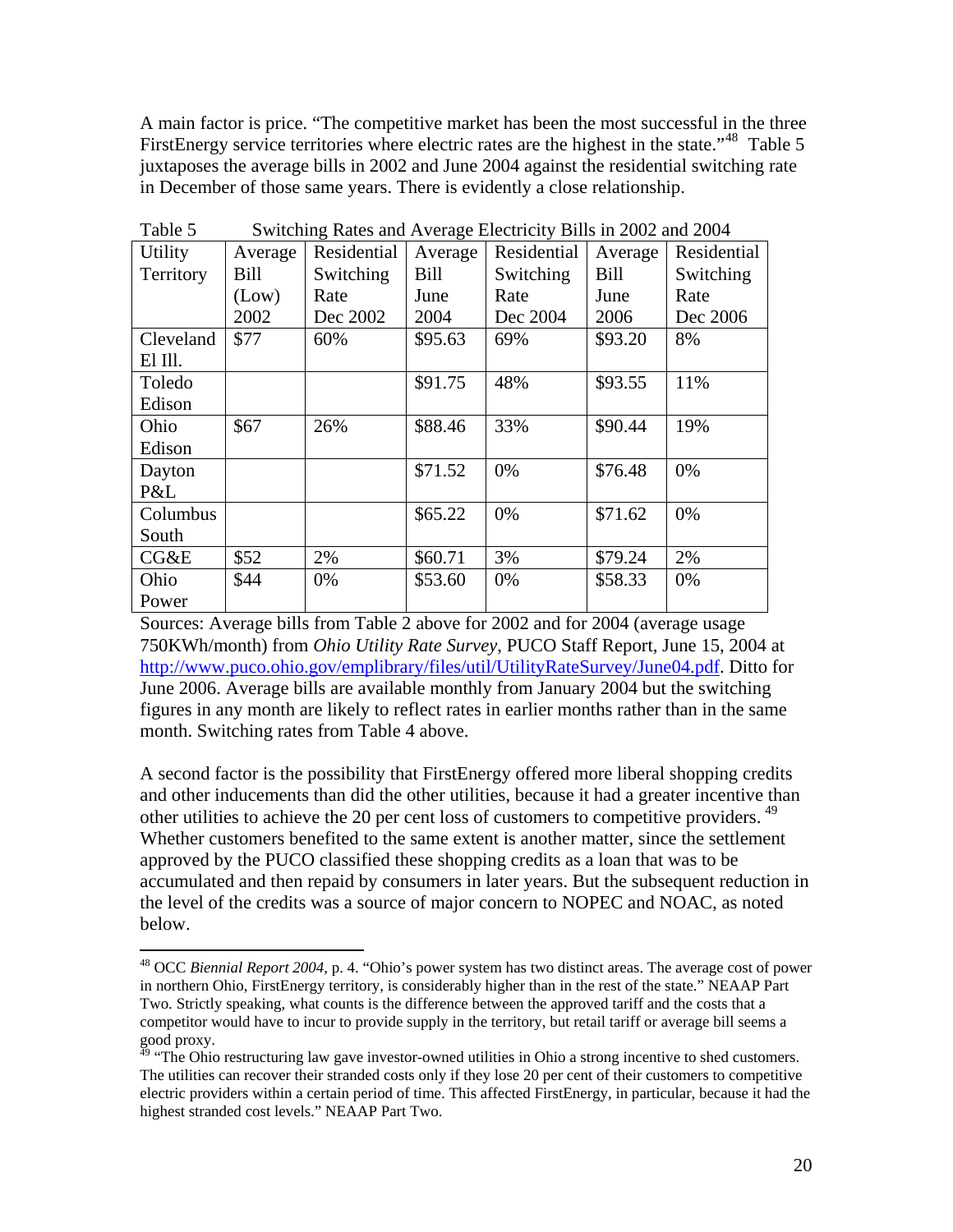A main factor is price. "The competitive market has been the most successful in the three FirstEnergy service territories where electric rates are the highest in the state."[48] Table 5 juxtaposes the average bills in 2002 and June 2004 against the residential switching rate in December of those same years. There is evidently a close relationship.

Table 5 Switching Rates and Average Electricity Bills in 2002 and 2004

| Utility Territory | Average Bill (Low) 2002 | Residential Switching Rate Dec 2002 | Average Bill June 2004 | Residential Switching Rate Dec 2004 | Average Bill June 2006 | Residential Switching Rate Dec 2006 |
|---|---|---|---|---|---|---|
| Cleveland El Ill. | $77 | 60% | $95.63 | 69% | $93.20 | 8% |
| Toledo Edison | | | $91.75 | 48% | $93.55 | 11% |
| Ohio Edison | $67 | 26% | $88.46 | 33% | $90.44 | 19% |
| Dayton P&L | | | $71.52 | 0% | $76.48 | 0% |
| Columbus South | | | $65.22 | 0% | $71.62 | 0% |
| CG&E | $52 | 2% | $60.71 | 3% | $79.24 | 2% |
| Ohio Power | $44 | 0% | $53.60 | 0% | $58.33 | 0% |

Sources: Average bills from Table 2 above for 2002 and for 2004 (average usage 750KWh/month) from *Ohio Utility Rate Survey*, PUCO Staff Report, June 15, 2004 at http://www.puco.ohio.gov/emplibrary/files/util/UtilityRateSurvey/June04.pdf. Ditto for June 2006. Average bills are available monthly from January 2004 but the switching figures in any month are likely to reflect rates in earlier months rather than in the same month. Switching rates from Table 4 above.

A second factor is the possibility that FirstEnergy offered more liberal shopping credits and other inducements than did the other utilities, because it had a greater incentive than other utilities to achieve the 20 per cent loss of customers to competitive providers.[49] Whether customers benefited to the same extent is another matter, since the settlement approved by the PUCO classified these shopping credits as a loan that was to be accumulated and then repaid by consumers in later years. But the subsequent reduction in the level of the credits was a source of major concern to NOPEC and NOAC, as noted below.

---

[48] OCC *Biennial Report 2004*, p. 4. "Ohio's power system has two distinct areas. The average cost of power in northern Ohio, FirstEnergy territory, is considerably higher than in the rest of the state." NEAAP Part Two. Strictly speaking, what counts is the difference between the approved tariff and the costs that a competitor would have to incur to provide supply in the territory, but retail tariff or average bill seems a good proxy.

[49] "The Ohio restructuring law gave investor-owned utilities in Ohio a strong incentive to shed customers. The utilities can recover their stranded costs only if they lose 20 per cent of their customers to competitive electric providers within a certain period of time. This affected FirstEnergy, in particular, because it had the highest stranded cost levels." NEAAP Part Two.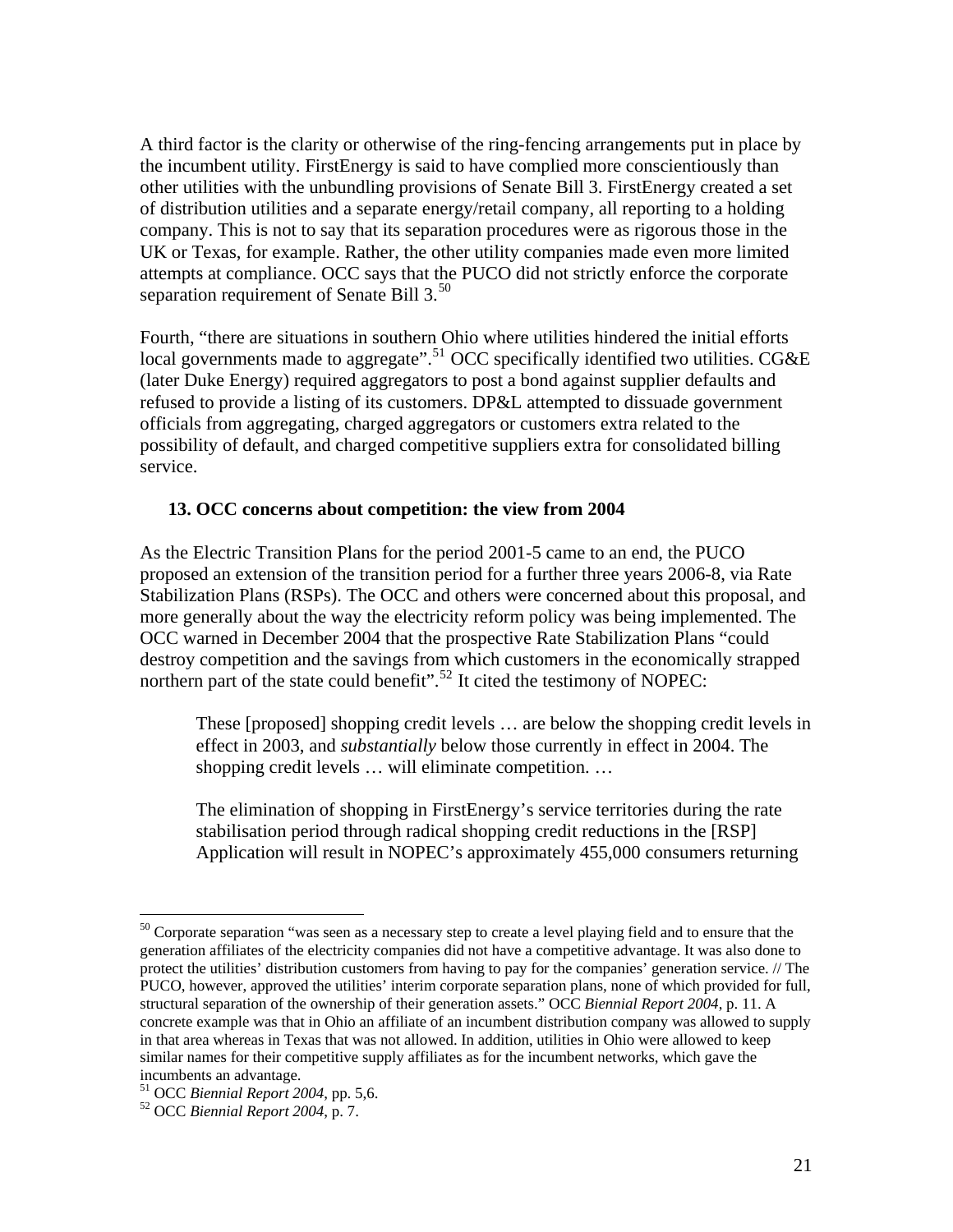A third factor is the clarity or otherwise of the ring-fencing arrangements put in place by the incumbent utility. FirstEnergy is said to have complied more conscientiously than other utilities with the unbundling provisions of Senate Bill 3. FirstEnergy created a set of distribution utilities and a separate energy/retail company, all reporting to a holding company. This is not to say that its separation procedures were as rigorous those in the UK or Texas, for example. Rather, the other utility companies made even more limited attempts at compliance. OCC says that the PUCO did not strictly enforce the corporate separation requirement of Senate Bill 3.[50]

Fourth, "there are situations in southern Ohio where utilities hindered the initial efforts local governments made to aggregate".[51] OCC specifically identified two utilities. CG&E (later Duke Energy) required aggregators to post a bond against supplier defaults and refused to provide a listing of its customers. DP&L attempted to dissuade government officials from aggregating, charged aggregators or customers extra related to the possibility of default, and charged competitive suppliers extra for consolidated billing service.

### 13. OCC concerns about competition: the view from 2004

As the Electric Transition Plans for the period 2001-5 came to an end, the PUCO proposed an extension of the transition period for a further three years 2006-8, via Rate Stabilization Plans (RSPs). The OCC and others were concerned about this proposal, and more generally about the way the electricity reform policy was being implemented. The OCC warned in December 2004 that the prospective Rate Stabilization Plans "could destroy competition and the savings from which customers in the economically strapped northern part of the state could benefit".[52] It cited the testimony of NOPEC:

> These [proposed] shopping credit levels … are below the shopping credit levels in effect in 2003, and *substantially* below those currently in effect in 2004. The shopping credit levels … will eliminate competition. …
>
> The elimination of shopping in FirstEnergy's service territories during the rate stabilisation period through radical shopping credit reductions in the [RSP] Application will result in NOPEC's approximately 455,000 consumers returning

---

[50] Corporate separation "was seen as a necessary step to create a level playing field and to ensure that the generation affiliates of the electricity companies did not have a competitive advantage. It was also done to protect the utilities' distribution customers from having to pay for the companies' generation service. // The PUCO, however, approved the utilities' interim corporate separation plans, none of which provided for full, structural separation of the ownership of their generation assets." OCC *Biennial Report 2004*, p. 11. A concrete example was that in Ohio an affiliate of an incumbent distribution company was allowed to supply in that area whereas in Texas that was not allowed. In addition, utilities in Ohio were allowed to keep similar names for their competitive supply affiliates as for the incumbent networks, which gave the incumbents an advantage.

[51] OCC *Biennial Report 2004*, pp. 5,6.

[52] OCC *Biennial Report 2004*, p. 7.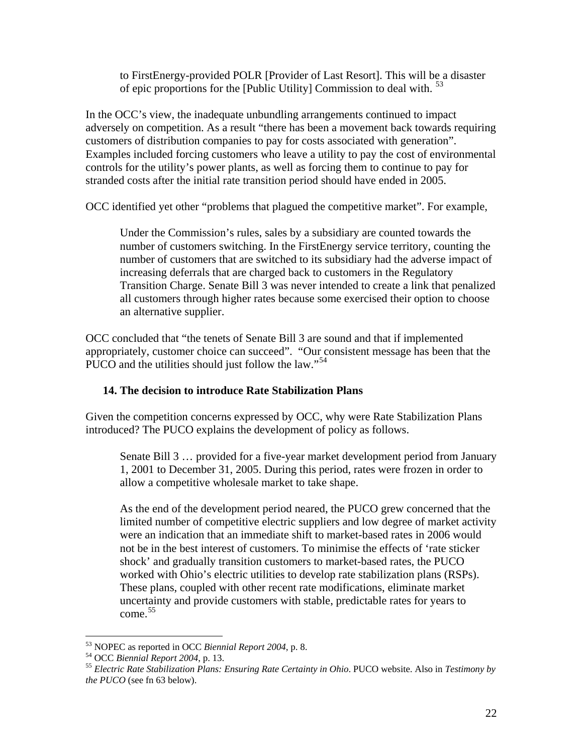> to FirstEnergy-provided POLR [Provider of Last Resort]. This will be a disaster of epic proportions for the [Public Utility] Commission to deal with. [53]

In the OCC's view, the inadequate unbundling arrangements continued to impact adversely on competition. As a result "there has been a movement back towards requiring customers of distribution companies to pay for costs associated with generation". Examples included forcing customers who leave a utility to pay the cost of environmental controls for the utility's power plants, as well as forcing them to continue to pay for stranded costs after the initial rate transition period should have ended in 2005.

OCC identified yet other "problems that plagued the competitive market". For example,

> Under the Commission's rules, sales by a subsidiary are counted towards the number of customers switching. In the FirstEnergy service territory, counting the number of customers that are switched to its subsidiary had the adverse impact of increasing deferrals that are charged back to customers in the Regulatory Transition Charge. Senate Bill 3 was never intended to create a link that penalized all customers through higher rates because some exercised their option to choose an alternative supplier.

OCC concluded that "the tenets of Senate Bill 3 are sound and that if implemented appropriately, customer choice can succeed". "Our consistent message has been that the PUCO and the utilities should just follow the law."[54]

### 14. The decision to introduce Rate Stabilization Plans

Given the competition concerns expressed by OCC, why were Rate Stabilization Plans introduced? The PUCO explains the development of policy as follows.

> Senate Bill 3 … provided for a five-year market development period from January 1, 2001 to December 31, 2005. During this period, rates were frozen in order to allow a competitive wholesale market to take shape.
>
> As the end of the development period neared, the PUCO grew concerned that the limited number of competitive electric suppliers and low degree of market activity were an indication that an immediate shift to market-based rates in 2006 would not be in the best interest of customers. To minimise the effects of 'rate sticker shock' and gradually transition customers to market-based rates, the PUCO worked with Ohio's electric utilities to develop rate stabilization plans (RSPs). These plans, coupled with other recent rate modifications, eliminate market uncertainty and provide customers with stable, predictable rates for years to come.[55]

---

[53] NOPEC as reported in OCC *Biennial Report 2004*, p. 8.

[54] OCC *Biennial Report 2004*, p. 13.

[55] *Electric Rate Stabilization Plans: Ensuring Rate Certainty in Ohio*. PUCO website. Also in *Testimony by the PUCO* (see fn 63 below).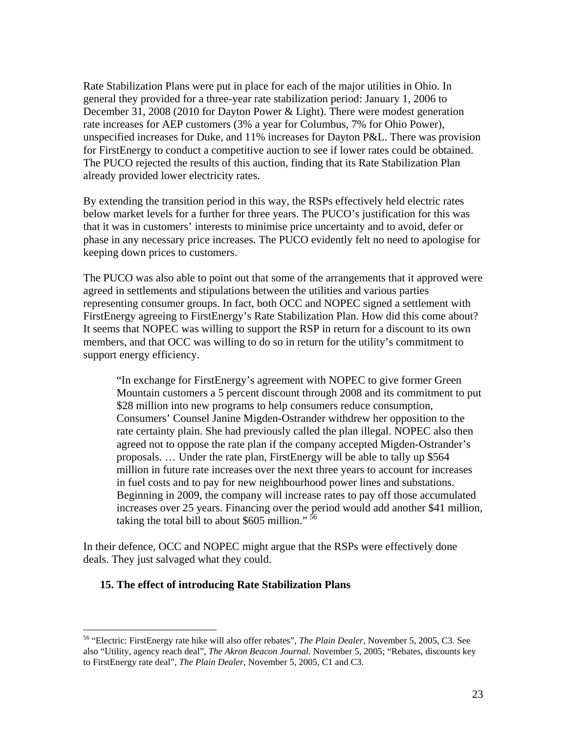Rate Stabilization Plans were put in place for each of the major utilities in Ohio. In general they provided for a three-year rate stabilization period: January 1, 2006 to December 31, 2008 (2010 for Dayton Power & Light). There were modest generation rate increases for AEP customers (3% a year for Columbus, 7% for Ohio Power), unspecified increases for Duke, and 11% increases for Dayton P&L. There was provision for FirstEnergy to conduct a competitive auction to see if lower rates could be obtained. The PUCO rejected the results of this auction, finding that its Rate Stabilization Plan already provided lower electricity rates.

By extending the transition period in this way, the RSPs effectively held electric rates below market levels for a further for three years. The PUCO's justification for this was that it was in customers' interests to minimise price uncertainty and to avoid, defer or phase in any necessary price increases. The PUCO evidently felt no need to apologise for keeping down prices to customers.

The PUCO was also able to point out that some of the arrangements that it approved were agreed in settlements and stipulations between the utilities and various parties representing consumer groups. In fact, both OCC and NOPEC signed a settlement with FirstEnergy agreeing to FirstEnergy's Rate Stabilization Plan. How did this come about? It seems that NOPEC was willing to support the RSP in return for a discount to its own members, and that OCC was willing to do so in return for the utility's commitment to support energy efficiency.

> "In exchange for FirstEnergy's agreement with NOPEC to give former Green Mountain customers a 5 percent discount through 2008 and its commitment to put \$28 million into new programs to help consumers reduce consumption, Consumers' Counsel Janine Migden-Ostrander withdrew her opposition to the rate certainty plain. She had previously called the plan illegal. NOPEC also then agreed not to oppose the rate plan if the company accepted Migden-Ostrander's proposals. … Under the rate plan, FirstEnergy will be able to tally up \$564 million in future rate increases over the next three years to account for increases in fuel costs and to pay for new neighbourhood power lines and substations. Beginning in 2009, the company will increase rates to pay off those accumulated increases over 25 years. Financing over the period would add another \$41 million, taking the total bill to about \$605 million." [56]

In their defence, OCC and NOPEC might argue that the RSPs were effectively done deals. They just salvaged what they could.

### 15. The effect of introducing Rate Stabilization Plans

---

[56] "Electric: FirstEnergy rate hike will also offer rebates", *The Plain Dealer*, November 5, 2005, C3. See also "Utility, agency reach deal", *The Akron Beacon Journal*. November 5, 2005; "Rebates, discounts key to FirstEnergy rate deal", *The Plain Dealer*, November 5, 2005, C1 and C3.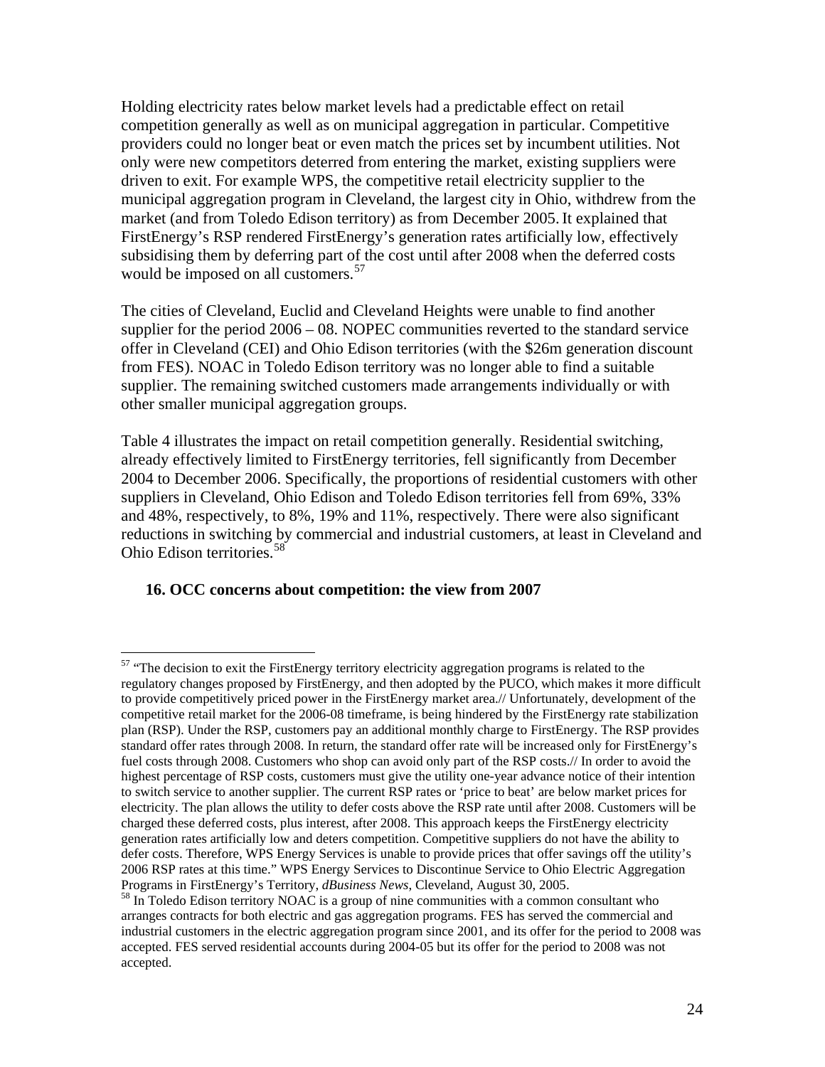Holding electricity rates below market levels had a predictable effect on retail competition generally as well as on municipal aggregation in particular. Competitive providers could no longer beat or even match the prices set by incumbent utilities. Not only were new competitors deterred from entering the market, existing suppliers were driven to exit. For example WPS, the competitive retail electricity supplier to the municipal aggregation program in Cleveland, the largest city in Ohio, withdrew from the market (and from Toledo Edison territory) as from December 2005. It explained that FirstEnergy's RSP rendered FirstEnergy's generation rates artificially low, effectively subsidising them by deferring part of the cost until after 2008 when the deferred costs would be imposed on all customers.[57]

The cities of Cleveland, Euclid and Cleveland Heights were unable to find another supplier for the period 2006 – 08. NOPEC communities reverted to the standard service offer in Cleveland (CEI) and Ohio Edison territories (with the \$26m generation discount from FES). NOAC in Toledo Edison territory was no longer able to find a suitable supplier. The remaining switched customers made arrangements individually or with other smaller municipal aggregation groups.

Table 4 illustrates the impact on retail competition generally. Residential switching, already effectively limited to FirstEnergy territories, fell significantly from December 2004 to December 2006. Specifically, the proportions of residential customers with other suppliers in Cleveland, Ohio Edison and Toledo Edison territories fell from 69%, 33% and 48%, respectively, to 8%, 19% and 11%, respectively. There were also significant reductions in switching by commercial and industrial customers, at least in Cleveland and Ohio Edison territories.[58]

## 16. OCC concerns about competition: the view from 2007

---

[57] "The decision to exit the FirstEnergy territory electricity aggregation programs is related to the regulatory changes proposed by FirstEnergy, and then adopted by the PUCO, which makes it more difficult to provide competitively priced power in the FirstEnergy market area.// Unfortunately, development of the competitive retail market for the 2006-08 timeframe, is being hindered by the FirstEnergy rate stabilization plan (RSP). Under the RSP, customers pay an additional monthly charge to FirstEnergy. The RSP provides standard offer rates through 2008. In return, the standard offer rate will be increased only for FirstEnergy's fuel costs through 2008. Customers who shop can avoid only part of the RSP costs.// In order to avoid the highest percentage of RSP costs, customers must give the utility one-year advance notice of their intention to switch service to another supplier. The current RSP rates or 'price to beat' are below market prices for electricity. The plan allows the utility to defer costs above the RSP rate until after 2008. Customers will be charged these deferred costs, plus interest, after 2008. This approach keeps the FirstEnergy electricity generation rates artificially low and deters competition. Competitive suppliers do not have the ability to defer costs. Therefore, WPS Energy Services is unable to provide prices that offer savings off the utility's 2006 RSP rates at this time." WPS Energy Services to Discontinue Service to Ohio Electric Aggregation Programs in FirstEnergy's Territory, *dBusiness News*, Cleveland, August 30, 2005.

[58] In Toledo Edison territory NOAC is a group of nine communities with a common consultant who arranges contracts for both electric and gas aggregation programs. FES has served the commercial and industrial customers in the electric aggregation program since 2001, and its offer for the period to 2008 was accepted. FES served residential accounts during 2004-05 but its offer for the period to 2008 was not accepted.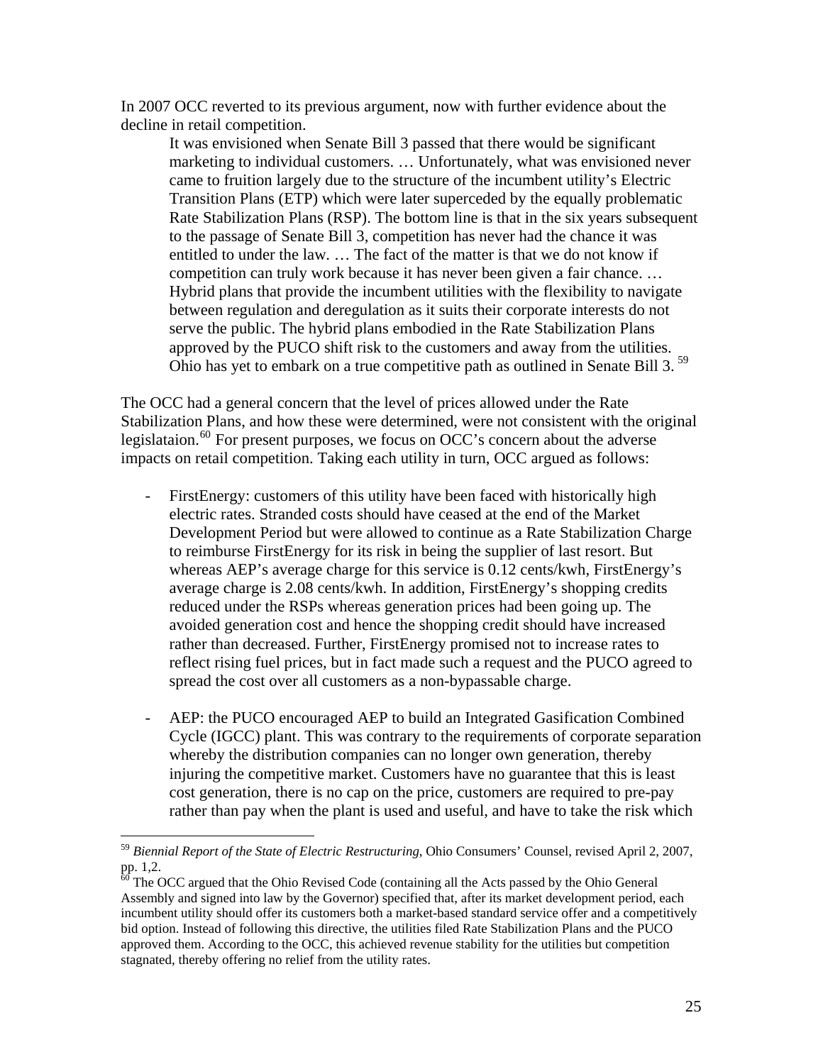In 2007 OCC reverted to its previous argument, now with further evidence about the decline in retail competition.

> It was envisioned when Senate Bill 3 passed that there would be significant marketing to individual customers. … Unfortunately, what was envisioned never came to fruition largely due to the structure of the incumbent utility's Electric Transition Plans (ETP) which were later superceded by the equally problematic Rate Stabilization Plans (RSP). The bottom line is that in the six years subsequent to the passage of Senate Bill 3, competition has never had the chance it was entitled to under the law. … The fact of the matter is that we do not know if competition can truly work because it has never been given a fair chance. … Hybrid plans that provide the incumbent utilities with the flexibility to navigate between regulation and deregulation as it suits their corporate interests do not serve the public. The hybrid plans embodied in the Rate Stabilization Plans approved by the PUCO shift risk to the customers and away from the utilities. Ohio has yet to embark on a true competitive path as outlined in Senate Bill 3.[59]

The OCC had a general concern that the level of prices allowed under the Rate Stabilization Plans, and how these were determined, were not consistent with the original legislataion.[60] For present purposes, we focus on OCC's concern about the adverse impacts on retail competition. Taking each utility in turn, OCC argued as follows:

- FirstEnergy: customers of this utility have been faced with historically high electric rates. Stranded costs should have ceased at the end of the Market Development Period but were allowed to continue as a Rate Stabilization Charge to reimburse FirstEnergy for its risk in being the supplier of last resort. But whereas AEP's average charge for this service is 0.12 cents/kwh, FirstEnergy's average charge is 2.08 cents/kwh. In addition, FirstEnergy's shopping credits reduced under the RSPs whereas generation prices had been going up. The avoided generation cost and hence the shopping credit should have increased rather than decreased. Further, FirstEnergy promised not to increase rates to reflect rising fuel prices, but in fact made such a request and the PUCO agreed to spread the cost over all customers as a non-bypassable charge.

- AEP: the PUCO encouraged AEP to build an Integrated Gasification Combined Cycle (IGCC) plant. This was contrary to the requirements of corporate separation whereby the distribution companies can no longer own generation, thereby injuring the competitive market. Customers have no guarantee that this is least cost generation, there is no cap on the price, customers are required to pre-pay rather than pay when the plant is used and useful, and have to take the risk which

---

[59] *Biennial Report of the State of Electric Restructuring*, Ohio Consumers' Counsel, revised April 2, 2007, pp. 1,2.

[60] The OCC argued that the Ohio Revised Code (containing all the Acts passed by the Ohio General Assembly and signed into law by the Governor) specified that, after its market development period, each incumbent utility should offer its customers both a market-based standard service offer and a competitively bid option. Instead of following this directive, the utilities filed Rate Stabilization Plans and the PUCO approved them. According to the OCC, this achieved revenue stability for the utilities but competition stagnated, thereby offering no relief from the utility rates.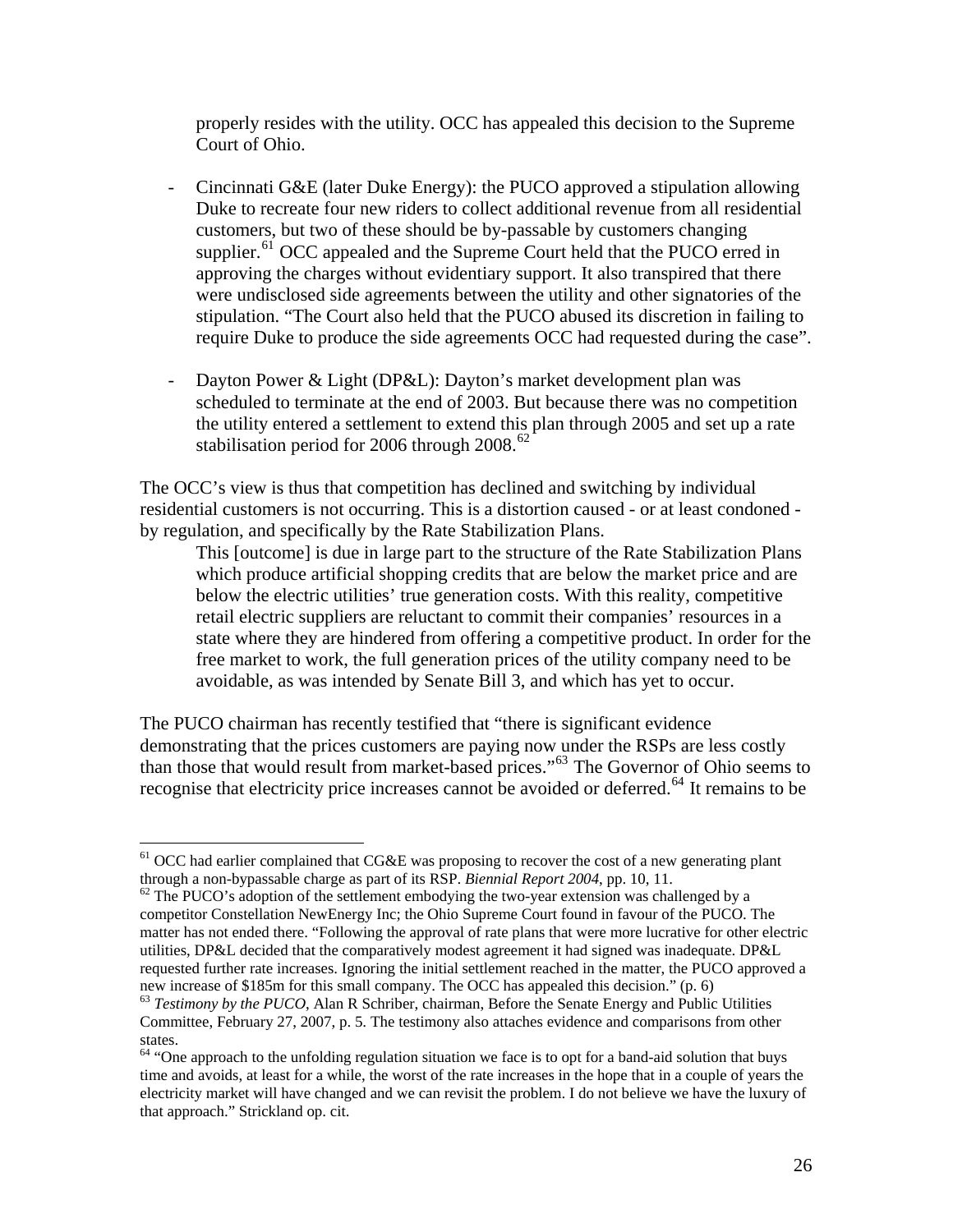properly resides with the utility. OCC has appealed this decision to the Supreme Court of Ohio.

- Cincinnati G&E (later Duke Energy): the PUCO approved a stipulation allowing Duke to recreate four new riders to collect additional revenue from all residential customers, but two of these should be by-passable by customers changing supplier.[61] OCC appealed and the Supreme Court held that the PUCO erred in approving the charges without evidentiary support. It also transpired that there were undisclosed side agreements between the utility and other signatories of the stipulation. "The Court also held that the PUCO abused its discretion in failing to require Duke to produce the side agreements OCC had requested during the case".

- Dayton Power & Light (DP&L): Dayton's market development plan was scheduled to terminate at the end of 2003. But because there was no competition the utility entered a settlement to extend this plan through 2005 and set up a rate stabilisation period for 2006 through 2008.[62]

The OCC's view is thus that competition has declined and switching by individual residential customers is not occurring. This is a distortion caused - or at least condoned - by regulation, and specifically by the Rate Stabilization Plans.

> This [outcome] is due in large part to the structure of the Rate Stabilization Plans which produce artificial shopping credits that are below the market price and are below the electric utilities' true generation costs. With this reality, competitive retail electric suppliers are reluctant to commit their companies' resources in a state where they are hindered from offering a competitive product. In order for the free market to work, the full generation prices of the utility company need to be avoidable, as was intended by Senate Bill 3, and which has yet to occur.

The PUCO chairman has recently testified that "there is significant evidence demonstrating that the prices customers are paying now under the RSPs are less costly than those that would result from market-based prices."[63] The Governor of Ohio seems to recognise that electricity price increases cannot be avoided or deferred.[64] It remains to be

---

[61] OCC had earlier complained that CG&E was proposing to recover the cost of a new generating plant through a non-bypassable charge as part of its RSP. *Biennial Report 2004*, pp. 10, 11.

[62] The PUCO's adoption of the settlement embodying the two-year extension was challenged by a competitor Constellation NewEnergy Inc; the Ohio Supreme Court found in favour of the PUCO. The matter has not ended there. "Following the approval of rate plans that were more lucrative for other electric utilities, DP&L decided that the comparatively modest agreement it had signed was inadequate. DP&L requested further rate increases. Ignoring the initial settlement reached in the matter, the PUCO approved a new increase of $185m for this small company. The OCC has appealed this decision." (p. 6)

[63] *Testimony by the PUCO*, Alan R Schriber, chairman, Before the Senate Energy and Public Utilities Committee, February 27, 2007, p. 5. The testimony also attaches evidence and comparisons from other states.

[64] "One approach to the unfolding regulation situation we face is to opt for a band-aid solution that buys time and avoids, at least for a while, the worst of the rate increases in the hope that in a couple of years the electricity market will have changed and we can revisit the problem. I do not believe we have the luxury of that approach." Strickland op. cit.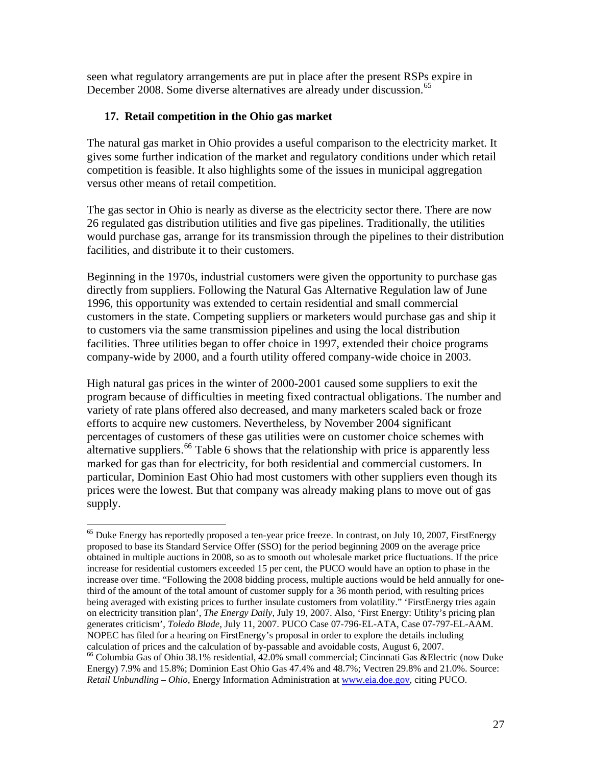seen what regulatory arrangements are put in place after the present RSPs expire in December 2008. Some diverse alternatives are already under discussion.[65]

## 17. Retail competition in the Ohio gas market

The natural gas market in Ohio provides a useful comparison to the electricity market. It gives some further indication of the market and regulatory conditions under which retail competition is feasible. It also highlights some of the issues in municipal aggregation versus other means of retail competition.

The gas sector in Ohio is nearly as diverse as the electricity sector there. There are now 26 regulated gas distribution utilities and five gas pipelines. Traditionally, the utilities would purchase gas, arrange for its transmission through the pipelines to their distribution facilities, and distribute it to their customers.

Beginning in the 1970s, industrial customers were given the opportunity to purchase gas directly from suppliers. Following the Natural Gas Alternative Regulation law of June 1996, this opportunity was extended to certain residential and small commercial customers in the state. Competing suppliers or marketers would purchase gas and ship it to customers via the same transmission pipelines and using the local distribution facilities. Three utilities began to offer choice in 1997, extended their choice programs company-wide by 2000, and a fourth utility offered company-wide choice in 2003.

High natural gas prices in the winter of 2000-2001 caused some suppliers to exit the program because of difficulties in meeting fixed contractual obligations. The number and variety of rate plans offered also decreased, and many marketers scaled back or froze efforts to acquire new customers. Nevertheless, by November 2004 significant percentages of customers of these gas utilities were on customer choice schemes with alternative suppliers.[66] Table 6 shows that the relationship with price is apparently less marked for gas than for electricity, for both residential and commercial customers. In particular, Dominion East Ohio had most customers with other suppliers even though its prices were the lowest. But that company was already making plans to move out of gas supply.

---

[65] Duke Energy has reportedly proposed a ten-year price freeze. In contrast, on July 10, 2007, FirstEnergy proposed to base its Standard Service Offer (SSO) for the period beginning 2009 on the average price obtained in multiple auctions in 2008, so as to smooth out wholesale market price fluctuations. If the price increase for residential customers exceeded 15 per cent, the PUCO would have an option to phase in the increase over time. "Following the 2008 bidding process, multiple auctions would be held annually for one-third of the amount of the total amount of customer supply for a 36 month period, with resulting prices being averaged with existing prices to further insulate customers from volatility." 'FirstEnergy tries again on electricity transition plan', *The Energy Daily*, July 19, 2007. Also, 'First Energy: Utility's pricing plan generates criticism', *Toledo Blade*, July 11, 2007. PUCO Case 07-796-EL-ATA, Case 07-797-EL-AAM. NOPEC has filed for a hearing on FirstEnergy's proposal in order to explore the details including calculation of prices and the calculation of by-passable and avoidable costs, August 6, 2007.

[66] Columbia Gas of Ohio 38.1% residential, 42.0% small commercial; Cincinnati Gas &Electric (now Duke Energy) 7.9% and 15.8%; Dominion East Ohio Gas 47.4% and 48.7%; Vectren 29.8% and 21.0%. Source: *Retail Unbundling – Ohio*, Energy Information Administration at www.eia.doe.gov, citing PUCO.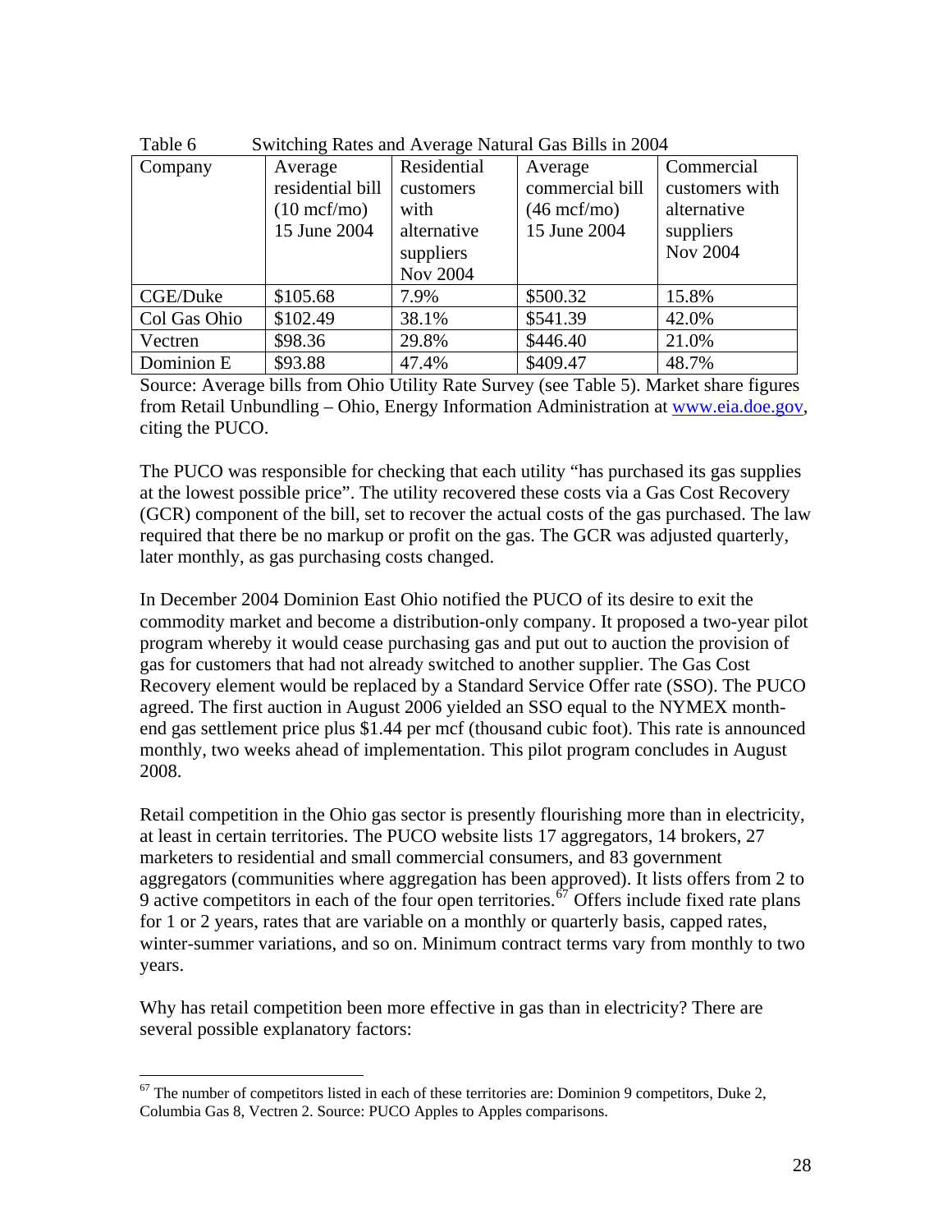Table 6 Switching Rates and Average Natural Gas Bills in 2004

| Company | Average residential bill (10 mcf/mo) 15 June 2004 | Residential customers with alternative suppliers Nov 2004 | Average commercial bill (46 mcf/mo) 15 June 2004 | Commercial customers with alternative suppliers Nov 2004 |
|---|---|---|---|---|
| CGE/Duke | $105.68 | 7.9% | $500.32 | 15.8% |
| Col Gas Ohio | $102.49 | 38.1% | $541.39 | 42.0% |
| Vectren | $98.36 | 29.8% | $446.40 | 21.0% |
| Dominion E | $93.88 | 47.4% | $409.47 | 48.7% |

Source: Average bills from Ohio Utility Rate Survey (see Table 5). Market share figures from Retail Unbundling – Ohio, Energy Information Administration at www.eia.doe.gov, citing the PUCO.

The PUCO was responsible for checking that each utility "has purchased its gas supplies at the lowest possible price". The utility recovered these costs via a Gas Cost Recovery (GCR) component of the bill, set to recover the actual costs of the gas purchased. The law required that there be no markup or profit on the gas. The GCR was adjusted quarterly, later monthly, as gas purchasing costs changed.

In December 2004 Dominion East Ohio notified the PUCO of its desire to exit the commodity market and become a distribution-only company. It proposed a two-year pilot program whereby it would cease purchasing gas and put out to auction the provision of gas for customers that had not already switched to another supplier. The Gas Cost Recovery element would be replaced by a Standard Service Offer rate (SSO). The PUCO agreed. The first auction in August 2006 yielded an SSO equal to the NYMEX month-end gas settlement price plus $1.44 per mcf (thousand cubic foot). This rate is announced monthly, two weeks ahead of implementation. This pilot program concludes in August 2008.

Retail competition in the Ohio gas sector is presently flourishing more than in electricity, at least in certain territories. The PUCO website lists 17 aggregators, 14 brokers, 27 marketers to residential and small commercial consumers, and 83 government aggregators (communities where aggregation has been approved). It lists offers from 2 to 9 active competitors in each of the four open territories.[67] Offers include fixed rate plans for 1 or 2 years, rates that are variable on a monthly or quarterly basis, capped rates, winter-summer variations, and so on. Minimum contract terms vary from monthly to two years.

Why has retail competition been more effective in gas than in electricity? There are several possible explanatory factors:

[67] The number of competitors listed in each of these territories are: Dominion 9 competitors, Duke 2, Columbia Gas 8, Vectren 2. Source: PUCO Apples to Apples comparisons.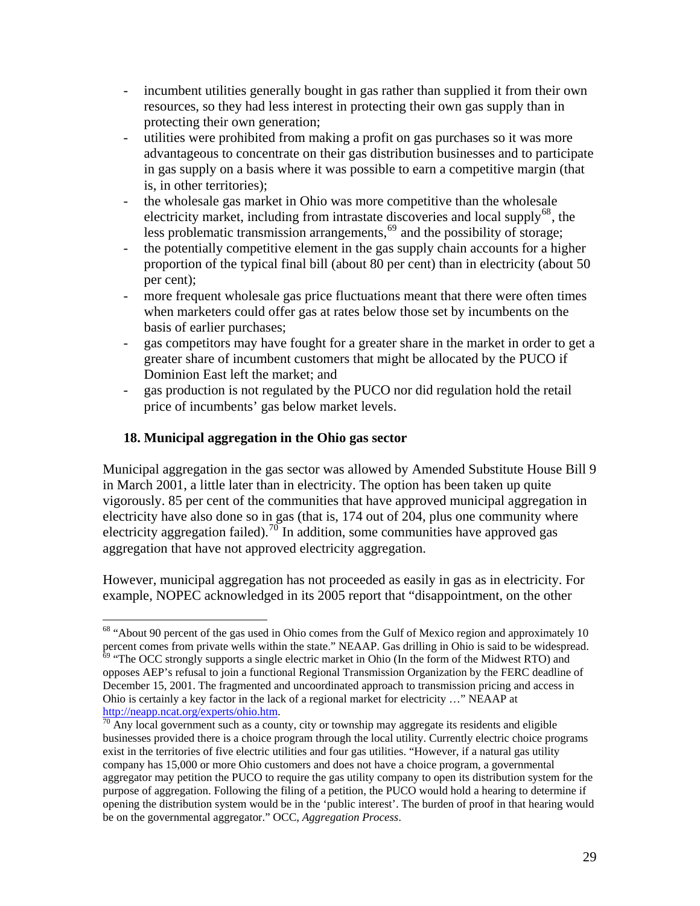- incumbent utilities generally bought in gas rather than supplied it from their own resources, so they had less interest in protecting their own gas supply than in protecting their own generation;
- utilities were prohibited from making a profit on gas purchases so it was more advantageous to concentrate on their gas distribution businesses and to participate in gas supply on a basis where it was possible to earn a competitive margin (that is, in other territories);
- the wholesale gas market in Ohio was more competitive than the wholesale electricity market, including from intrastate discoveries and local supply[68], the less problematic transmission arrangements,[69] and the possibility of storage;
- the potentially competitive element in the gas supply chain accounts for a higher proportion of the typical final bill (about 80 per cent) than in electricity (about 50 per cent);
- more frequent wholesale gas price fluctuations meant that there were often times when marketers could offer gas at rates below those set by incumbents on the basis of earlier purchases;
- gas competitors may have fought for a greater share in the market in order to get a greater share of incumbent customers that might be allocated by the PUCO if Dominion East left the market; and
- gas production is not regulated by the PUCO nor did regulation hold the retail price of incumbents' gas below market levels.

## 18. Municipal aggregation in the Ohio gas sector

Municipal aggregation in the gas sector was allowed by Amended Substitute House Bill 9 in March 2001, a little later than in electricity. The option has been taken up quite vigorously. 85 per cent of the communities that have approved municipal aggregation in electricity have also done so in gas (that is, 174 out of 204, plus one community where electricity aggregation failed).[70] In addition, some communities have approved gas aggregation that have not approved electricity aggregation.

However, municipal aggregation has not proceeded as easily in gas as in electricity. For example, NOPEC acknowledged in its 2005 report that "disappointment, on the other

---

[68] "About 90 percent of the gas used in Ohio comes from the Gulf of Mexico region and approximately 10 percent comes from private wells within the state." NEAAP. Gas drilling in Ohio is said to be widespread.

[69] "The OCC strongly supports a single electric market in Ohio (In the form of the Midwest RTO) and opposes AEP's refusal to join a functional Regional Transmission Organization by the FERC deadline of December 15, 2001. The fragmented and uncoordinated approach to transmission pricing and access in Ohio is certainly a key factor in the lack of a regional market for electricity …" NEAAP at http://neapp.ncat.org/experts/ohio.htm.

[70] Any local government such as a county, city or township may aggregate its residents and eligible businesses provided there is a choice program through the local utility. Currently electric choice programs exist in the territories of five electric utilities and four gas utilities. "However, if a natural gas utility company has 15,000 or more Ohio customers and does not have a choice program, a governmental aggregator may petition the PUCO to require the gas utility company to open its distribution system for the purpose of aggregation. Following the filing of a petition, the PUCO would hold a hearing to determine if opening the distribution system would be in the 'public interest'. The burden of proof in that hearing would be on the governmental aggregator." OCC, *Aggregation Process*.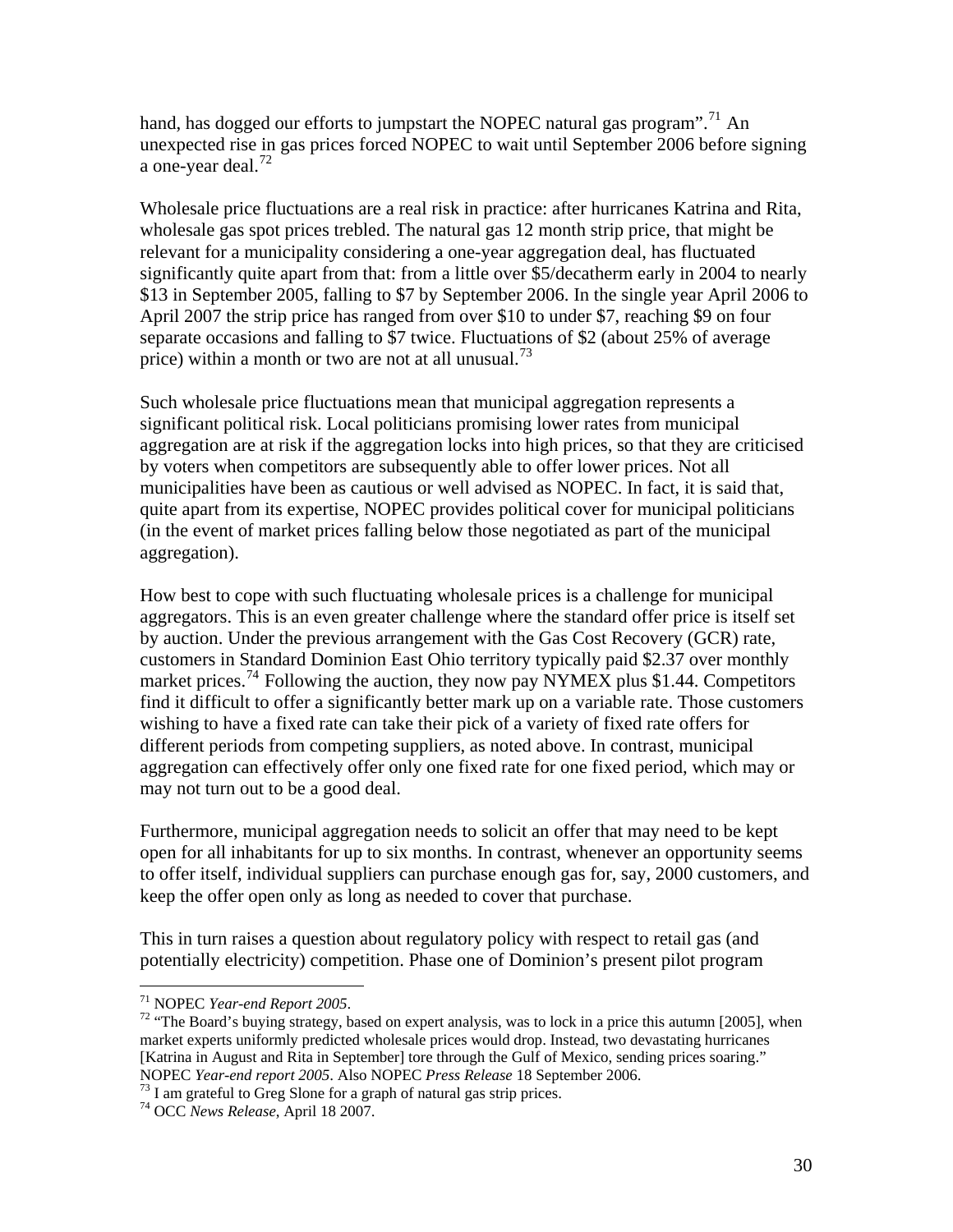hand, has dogged our efforts to jumpstart the NOPEC natural gas program".[71] An unexpected rise in gas prices forced NOPEC to wait until September 2006 before signing a one-year deal.[72]

Wholesale price fluctuations are a real risk in practice: after hurricanes Katrina and Rita, wholesale gas spot prices trebled. The natural gas 12 month strip price, that might be relevant for a municipality considering a one-year aggregation deal, has fluctuated significantly quite apart from that: from a little over $5/decatherm early in 2004 to nearly $13 in September 2005, falling to $7 by September 2006. In the single year April 2006 to April 2007 the strip price has ranged from over $10 to under $7, reaching $9 on four separate occasions and falling to $7 twice. Fluctuations of $2 (about 25% of average price) within a month or two are not at all unusual.[73]

Such wholesale price fluctuations mean that municipal aggregation represents a significant political risk. Local politicians promising lower rates from municipal aggregation are at risk if the aggregation locks into high prices, so that they are criticised by voters when competitors are subsequently able to offer lower prices. Not all municipalities have been as cautious or well advised as NOPEC. In fact, it is said that, quite apart from its expertise, NOPEC provides political cover for municipal politicians (in the event of market prices falling below those negotiated as part of the municipal aggregation).

How best to cope with such fluctuating wholesale prices is a challenge for municipal aggregators. This is an even greater challenge where the standard offer price is itself set by auction. Under the previous arrangement with the Gas Cost Recovery (GCR) rate, customers in Standard Dominion East Ohio territory typically paid $2.37 over monthly market prices.[74] Following the auction, they now pay NYMEX plus $1.44. Competitors find it difficult to offer a significantly better mark up on a variable rate. Those customers wishing to have a fixed rate can take their pick of a variety of fixed rate offers for different periods from competing suppliers, as noted above. In contrast, municipal aggregation can effectively offer only one fixed rate for one fixed period, which may or may not turn out to be a good deal.

Furthermore, municipal aggregation needs to solicit an offer that may need to be kept open for all inhabitants for up to six months. In contrast, whenever an opportunity seems to offer itself, individual suppliers can purchase enough gas for, say, 2000 customers, and keep the offer open only as long as needed to cover that purchase.

This in turn raises a question about regulatory policy with respect to retail gas (and potentially electricity) competition. Phase one of Dominion's present pilot program

---

[71] NOPEC *Year-end Report 2005*.

[72] "The Board's buying strategy, based on expert analysis, was to lock in a price this autumn [2005], when market experts uniformly predicted wholesale prices would drop. Instead, two devastating hurricanes [Katrina in August and Rita in September] tore through the Gulf of Mexico, sending prices soaring." NOPEC *Year-end report 2005*. Also NOPEC *Press Release* 18 September 2006.

[73] I am grateful to Greg Slone for a graph of natural gas strip prices.

[74] OCC *News Release*, April 18 2007.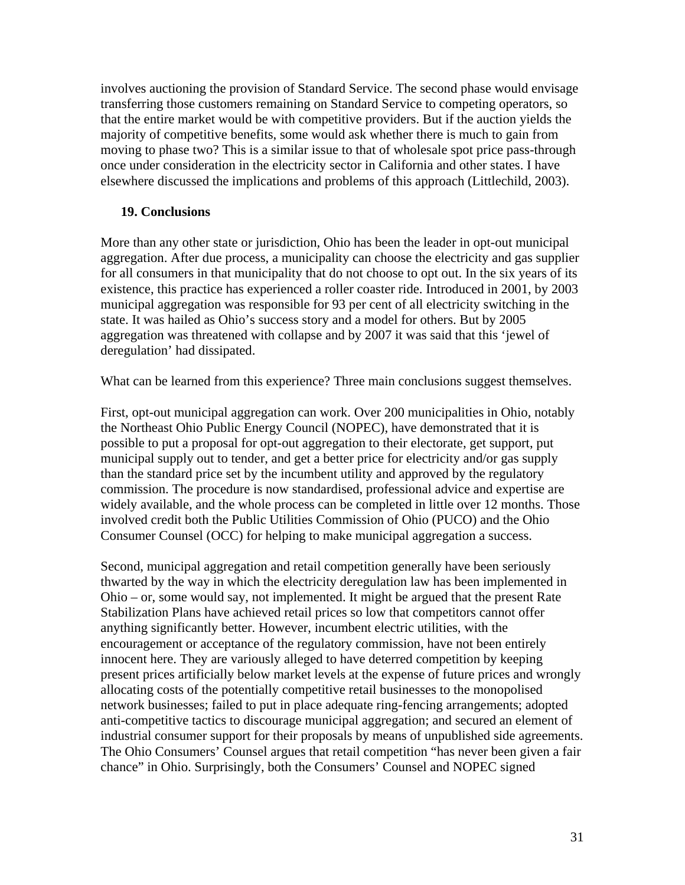involves auctioning the provision of Standard Service. The second phase would envisage transferring those customers remaining on Standard Service to competing operators, so that the entire market would be with competitive providers. But if the auction yields the majority of competitive benefits, some would ask whether there is much to gain from moving to phase two? This is a similar issue to that of wholesale spot price pass-through once under consideration in the electricity sector in California and other states. I have elsewhere discussed the implications and problems of this approach (Littlechild, 2003).

## 19. Conclusions

More than any other state or jurisdiction, Ohio has been the leader in opt-out municipal aggregation. After due process, a municipality can choose the electricity and gas supplier for all consumers in that municipality that do not choose to opt out. In the six years of its existence, this practice has experienced a roller coaster ride. Introduced in 2001, by 2003 municipal aggregation was responsible for 93 per cent of all electricity switching in the state. It was hailed as Ohio's success story and a model for others. But by 2005 aggregation was threatened with collapse and by 2007 it was said that this 'jewel of deregulation' had dissipated.

What can be learned from this experience? Three main conclusions suggest themselves.

First, opt-out municipal aggregation can work. Over 200 municipalities in Ohio, notably the Northeast Ohio Public Energy Council (NOPEC), have demonstrated that it is possible to put a proposal for opt-out aggregation to their electorate, get support, put municipal supply out to tender, and get a better price for electricity and/or gas supply than the standard price set by the incumbent utility and approved by the regulatory commission. The procedure is now standardised, professional advice and expertise are widely available, and the whole process can be completed in little over 12 months. Those involved credit both the Public Utilities Commission of Ohio (PUCO) and the Ohio Consumer Counsel (OCC) for helping to make municipal aggregation a success.

Second, municipal aggregation and retail competition generally have been seriously thwarted by the way in which the electricity deregulation law has been implemented in Ohio – or, some would say, not implemented. It might be argued that the present Rate Stabilization Plans have achieved retail prices so low that competitors cannot offer anything significantly better. However, incumbent electric utilities, with the encouragement or acceptance of the regulatory commission, have not been entirely innocent here. They are variously alleged to have deterred competition by keeping present prices artificially below market levels at the expense of future prices and wrongly allocating costs of the potentially competitive retail businesses to the monopolised network businesses; failed to put in place adequate ring-fencing arrangements; adopted anti-competitive tactics to discourage municipal aggregation; and secured an element of industrial consumer support for their proposals by means of unpublished side agreements. The Ohio Consumers' Counsel argues that retail competition "has never been given a fair chance" in Ohio. Surprisingly, both the Consumers' Counsel and NOPEC signed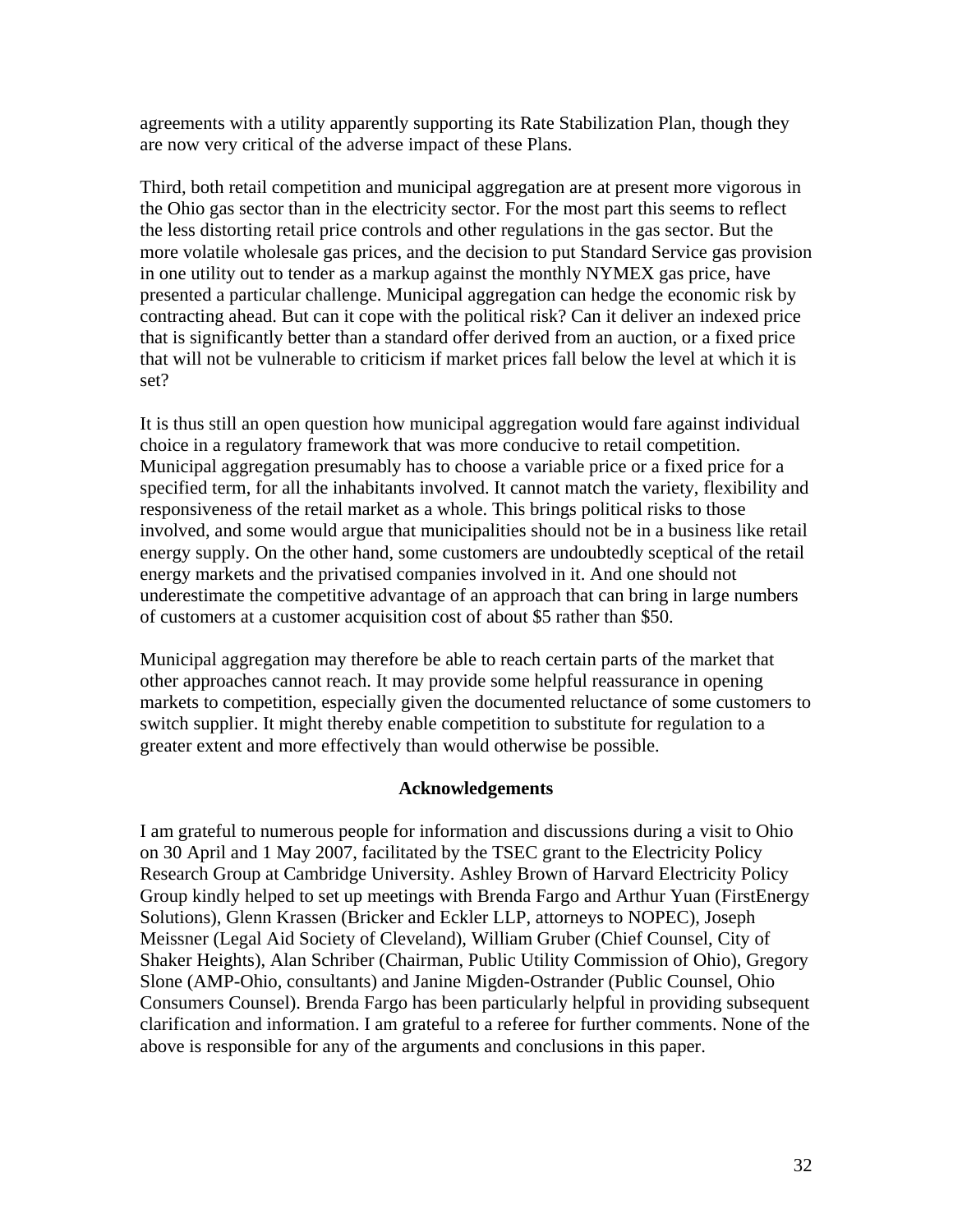agreements with a utility apparently supporting its Rate Stabilization Plan, though they are now very critical of the adverse impact of these Plans.

Third, both retail competition and municipal aggregation are at present more vigorous in the Ohio gas sector than in the electricity sector. For the most part this seems to reflect the less distorting retail price controls and other regulations in the gas sector. But the more volatile wholesale gas prices, and the decision to put Standard Service gas provision in one utility out to tender as a markup against the monthly NYMEX gas price, have presented a particular challenge. Municipal aggregation can hedge the economic risk by contracting ahead. But can it cope with the political risk? Can it deliver an indexed price that is significantly better than a standard offer derived from an auction, or a fixed price that will not be vulnerable to criticism if market prices fall below the level at which it is set?

It is thus still an open question how municipal aggregation would fare against individual choice in a regulatory framework that was more conducive to retail competition. Municipal aggregation presumably has to choose a variable price or a fixed price for a specified term, for all the inhabitants involved. It cannot match the variety, flexibility and responsiveness of the retail market as a whole. This brings political risks to those involved, and some would argue that municipalities should not be in a business like retail energy supply. On the other hand, some customers are undoubtedly sceptical of the retail energy markets and the privatised companies involved in it. And one should not underestimate the competitive advantage of an approach that can bring in large numbers of customers at a customer acquisition cost of about $5 rather than $50.

Municipal aggregation may therefore be able to reach certain parts of the market that other approaches cannot reach. It may provide some helpful reassurance in opening markets to competition, especially given the documented reluctance of some customers to switch supplier. It might thereby enable competition to substitute for regulation to a greater extent and more effectively than would otherwise be possible.

## Acknowledgements

I am grateful to numerous people for information and discussions during a visit to Ohio on 30 April and 1 May 2007, facilitated by the TSEC grant to the Electricity Policy Research Group at Cambridge University. Ashley Brown of Harvard Electricity Policy Group kindly helped to set up meetings with Brenda Fargo and Arthur Yuan (FirstEnergy Solutions), Glenn Krassen (Bricker and Eckler LLP, attorneys to NOPEC), Joseph Meissner (Legal Aid Society of Cleveland), William Gruber (Chief Counsel, City of Shaker Heights), Alan Schriber (Chairman, Public Utility Commission of Ohio), Gregory Slone (AMP-Ohio, consultants) and Janine Migden-Ostrander (Public Counsel, Ohio Consumers Counsel). Brenda Fargo has been particularly helpful in providing subsequent clarification and information. I am grateful to a referee for further comments. None of the above is responsible for any of the arguments and conclusions in this paper.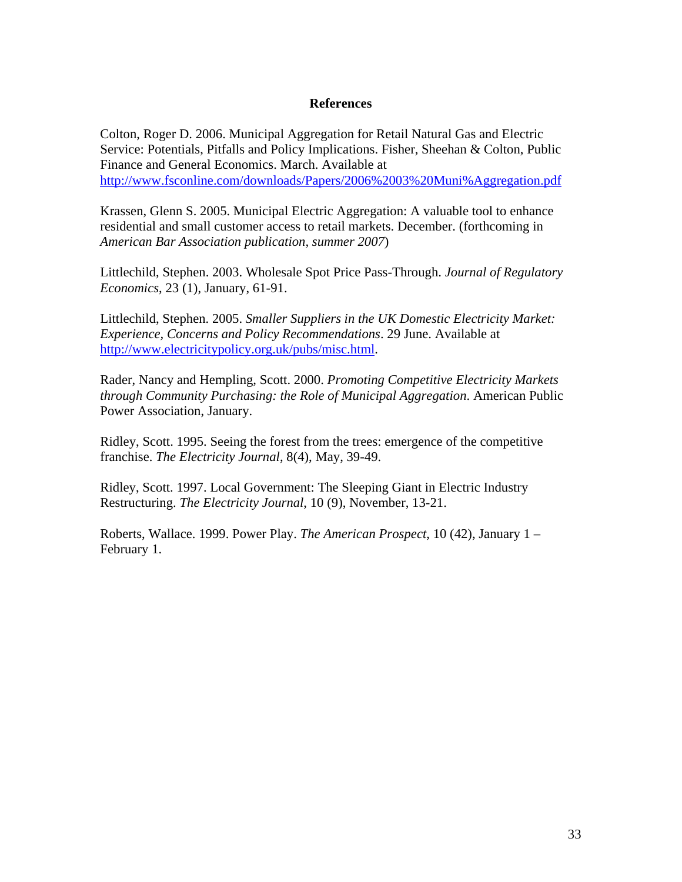## References

Colton, Roger D. 2006. Municipal Aggregation for Retail Natural Gas and Electric Service: Potentials, Pitfalls and Policy Implications. Fisher, Sheehan & Colton, Public Finance and General Economics. March. Available at http://www.fsconline.com/downloads/Papers/2006%2003%20Muni%Aggregation.pdf

Krassen, Glenn S. 2005. Municipal Electric Aggregation: A valuable tool to enhance residential and small customer access to retail markets. December. (forthcoming in *American Bar Association publication, summer 2007*)

Littlechild, Stephen. 2003. Wholesale Spot Price Pass-Through. *Journal of Regulatory Economics*, 23 (1), January, 61-91.

Littlechild, Stephen. 2005. *Smaller Suppliers in the UK Domestic Electricity Market: Experience, Concerns and Policy Recommendations*. 29 June. Available at http://www.electricitypolicy.org.uk/pubs/misc.html.

Rader, Nancy and Hempling, Scott. 2000. *Promoting Competitive Electricity Markets through Community Purchasing: the Role of Municipal Aggregation*. American Public Power Association, January.

Ridley, Scott. 1995. Seeing the forest from the trees: emergence of the competitive franchise. *The Electricity Journal*, 8(4), May, 39-49.

Ridley, Scott. 1997. Local Government: The Sleeping Giant in Electric Industry Restructuring. *The Electricity Journal*, 10 (9), November, 13-21.

Roberts, Wallace. 1999. Power Play. *The American Prospect*, 10 (42), January 1 – February 1.